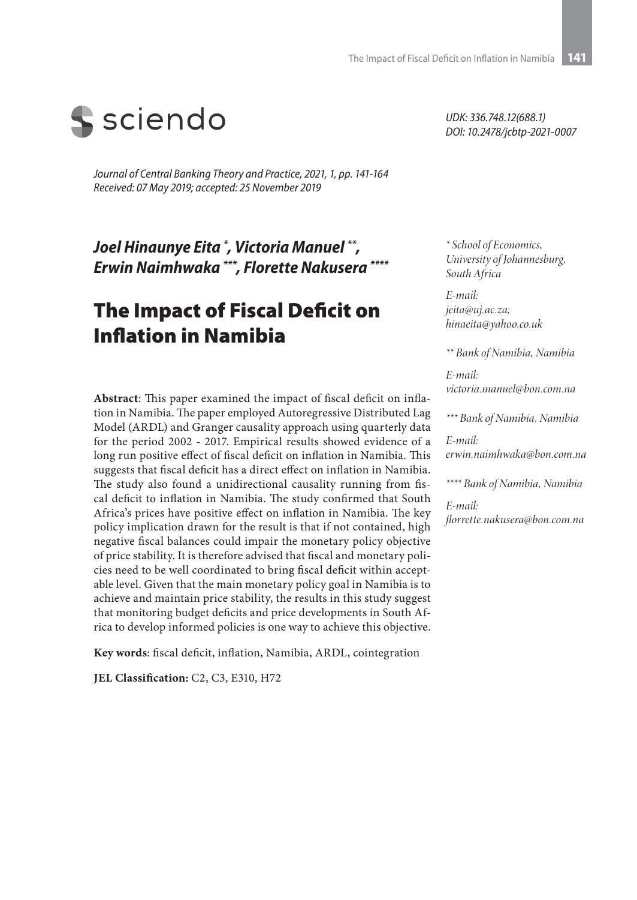sciendo

*UDK: 336.748.12(688.1)*
*DOI: 10.2478/jcbtp-2021-0007*

*Journal of Central Banking Theory and Practice, 2021, 1, pp. 141-164*
*Received: 07 May 2019; accepted: 25 November 2019*

***Joel Hinaunye Eita [*], Victoria Manuel [**], Erwin Naimhwaka [***], Florette Nakusera [****]***

# The Impact of Fiscal Deficit on Inflation in Namibia

**Abstract**: This paper examined the impact of fiscal deficit on inflation in Namibia. The paper employed Autoregressive Distributed Lag Model (ARDL) and Granger causality approach using quarterly data for the period 2002 - 2017. Empirical results showed evidence of a long run positive effect of fiscal deficit on inflation in Namibia. This suggests that fiscal deficit has a direct effect on inflation in Namibia. The study also found a unidirectional causality running from fiscal deficit to inflation in Namibia. The study confirmed that South Africa's prices have positive effect on inflation in Namibia. The key policy implication drawn for the result is that if not contained, high negative fiscal balances could impair the monetary policy objective of price stability. It is therefore advised that fiscal and monetary policies need to be well coordinated to bring fiscal deficit within acceptable level. Given that the main monetary policy goal in Namibia is to achieve and maintain price stability, the results in this study suggest that monitoring budget deficits and price developments in South Africa to develop informed policies is one way to achieve this objective.

**Key words**: fiscal deficit, inflation, Namibia, ARDL, cointegration

**JEL Classification:** C2, C3, E310, H72

*[*] School of Economics, University of Johannesburg, South Africa*

*E-mail: jeita@uj.ac.za; hinaeita@yahoo.co.uk*

*[**] Bank of Namibia, Namibia*

*E-mail: victoria.manuel@bon.com.na*

*[***] Bank of Namibia, Namibia*

*E-mail: erwin.naimhwaka@bon.com.na*

*[****] Bank of Namibia, Namibia*

*E-mail: florrette.nakusera@bon.com.na*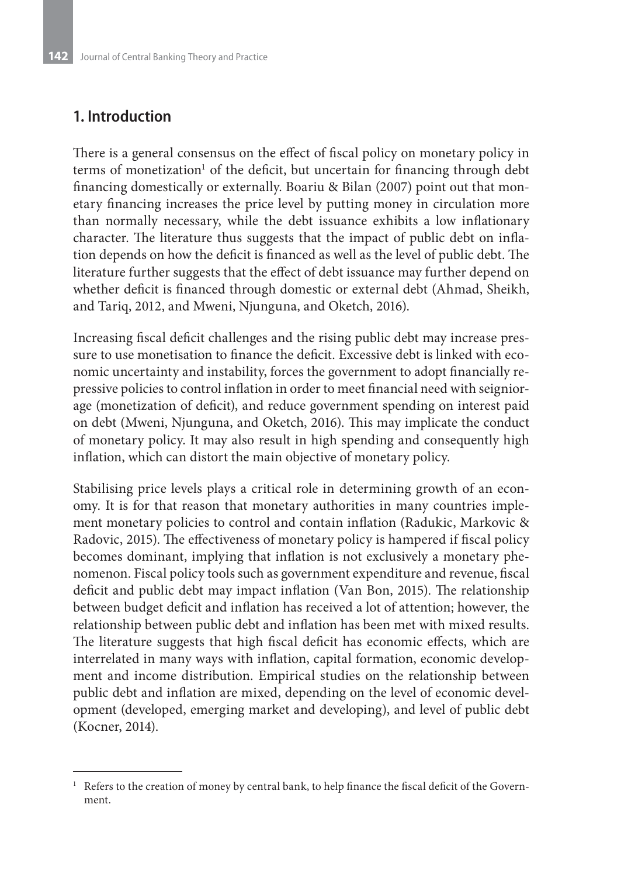## 1. Introduction

There is a general consensus on the effect of fiscal policy on monetary policy in terms of monetization[1] of the deficit, but uncertain for financing through debt financing domestically or externally. Boariu & Bilan (2007) point out that monetary financing increases the price level by putting money in circulation more than normally necessary, while the debt issuance exhibits a low inflationary character. The literature thus suggests that the impact of public debt on inflation depends on how the deficit is financed as well as the level of public debt. The literature further suggests that the effect of debt issuance may further depend on whether deficit is financed through domestic or external debt (Ahmad, Sheikh, and Tariq, 2012, and Mweni, Njunguna, and Oketch, 2016).

Increasing fiscal deficit challenges and the rising public debt may increase pressure to use monetisation to finance the deficit. Excessive debt is linked with economic uncertainty and instability, forces the government to adopt financially repressive policies to control inflation in order to meet financial need with seigniorage (monetization of deficit), and reduce government spending on interest paid on debt (Mweni, Njunguna, and Oketch, 2016). This may implicate the conduct of monetary policy. It may also result in high spending and consequently high inflation, which can distort the main objective of monetary policy.

Stabilising price levels plays a critical role in determining growth of an economy. It is for that reason that monetary authorities in many countries implement monetary policies to control and contain inflation (Radukic, Markovic & Radovic, 2015). The effectiveness of monetary policy is hampered if fiscal policy becomes dominant, implying that inflation is not exclusively a monetary phenomenon. Fiscal policy tools such as government expenditure and revenue, fiscal deficit and public debt may impact inflation (Van Bon, 2015). The relationship between budget deficit and inflation has received a lot of attention; however, the relationship between public debt and inflation has been met with mixed results. The literature suggests that high fiscal deficit has economic effects, which are interrelated in many ways with inflation, capital formation, economic development and income distribution. Empirical studies on the relationship between public debt and inflation are mixed, depending on the level of economic development (developed, emerging market and developing), and level of public debt (Kocner, 2014).

---

[1] Refers to the creation of money by central bank, to help finance the fiscal deficit of the Government.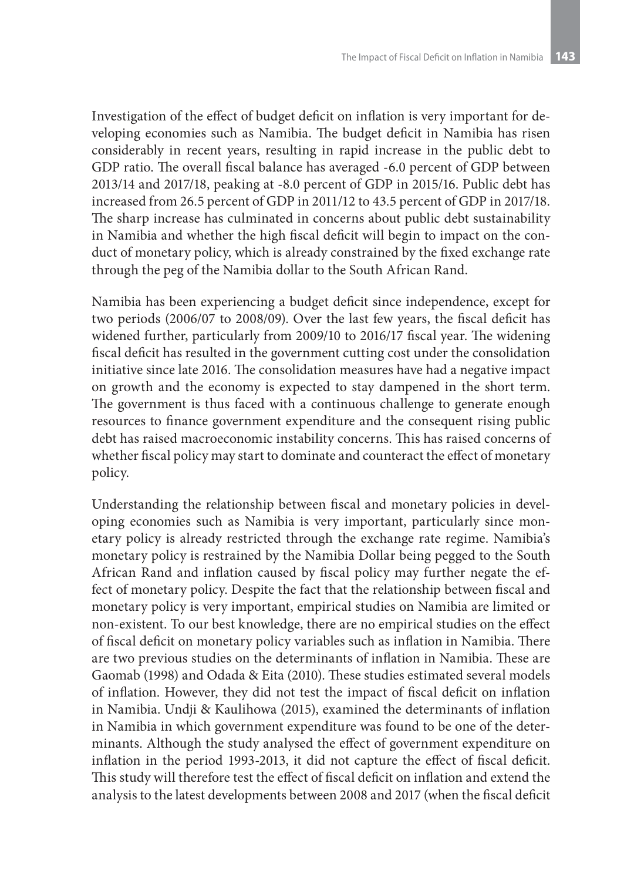Investigation of the effect of budget deficit on inflation is very important for developing economies such as Namibia. The budget deficit in Namibia has risen considerably in recent years, resulting in rapid increase in the public debt to GDP ratio. The overall fiscal balance has averaged -6.0 percent of GDP between 2013/14 and 2017/18, peaking at -8.0 percent of GDP in 2015/16. Public debt has increased from 26.5 percent of GDP in 2011/12 to 43.5 percent of GDP in 2017/18. The sharp increase has culminated in concerns about public debt sustainability in Namibia and whether the high fiscal deficit will begin to impact on the conduct of monetary policy, which is already constrained by the fixed exchange rate through the peg of the Namibia dollar to the South African Rand.

Namibia has been experiencing a budget deficit since independence, except for two periods (2006/07 to 2008/09). Over the last few years, the fiscal deficit has widened further, particularly from 2009/10 to 2016/17 fiscal year. The widening fiscal deficit has resulted in the government cutting cost under the consolidation initiative since late 2016. The consolidation measures have had a negative impact on growth and the economy is expected to stay dampened in the short term. The government is thus faced with a continuous challenge to generate enough resources to finance government expenditure and the consequent rising public debt has raised macroeconomic instability concerns. This has raised concerns of whether fiscal policy may start to dominate and counteract the effect of monetary policy.

Understanding the relationship between fiscal and monetary policies in developing economies such as Namibia is very important, particularly since monetary policy is already restricted through the exchange rate regime. Namibia's monetary policy is restrained by the Namibia Dollar being pegged to the South African Rand and inflation caused by fiscal policy may further negate the effect of monetary policy. Despite the fact that the relationship between fiscal and monetary policy is very important, empirical studies on Namibia are limited or non-existent. To our best knowledge, there are no empirical studies on the effect of fiscal deficit on monetary policy variables such as inflation in Namibia. There are two previous studies on the determinants of inflation in Namibia. These are Gaomab (1998) and Odada & Eita (2010). These studies estimated several models of inflation. However, they did not test the impact of fiscal deficit on inflation in Namibia. Undji & Kaulihowa (2015), examined the determinants of inflation in Namibia in which government expenditure was found to be one of the determinants. Although the study analysed the effect of government expenditure on inflation in the period 1993-2013, it did not capture the effect of fiscal deficit. This study will therefore test the effect of fiscal deficit on inflation and extend the analysis to the latest developments between 2008 and 2017 (when the fiscal deficit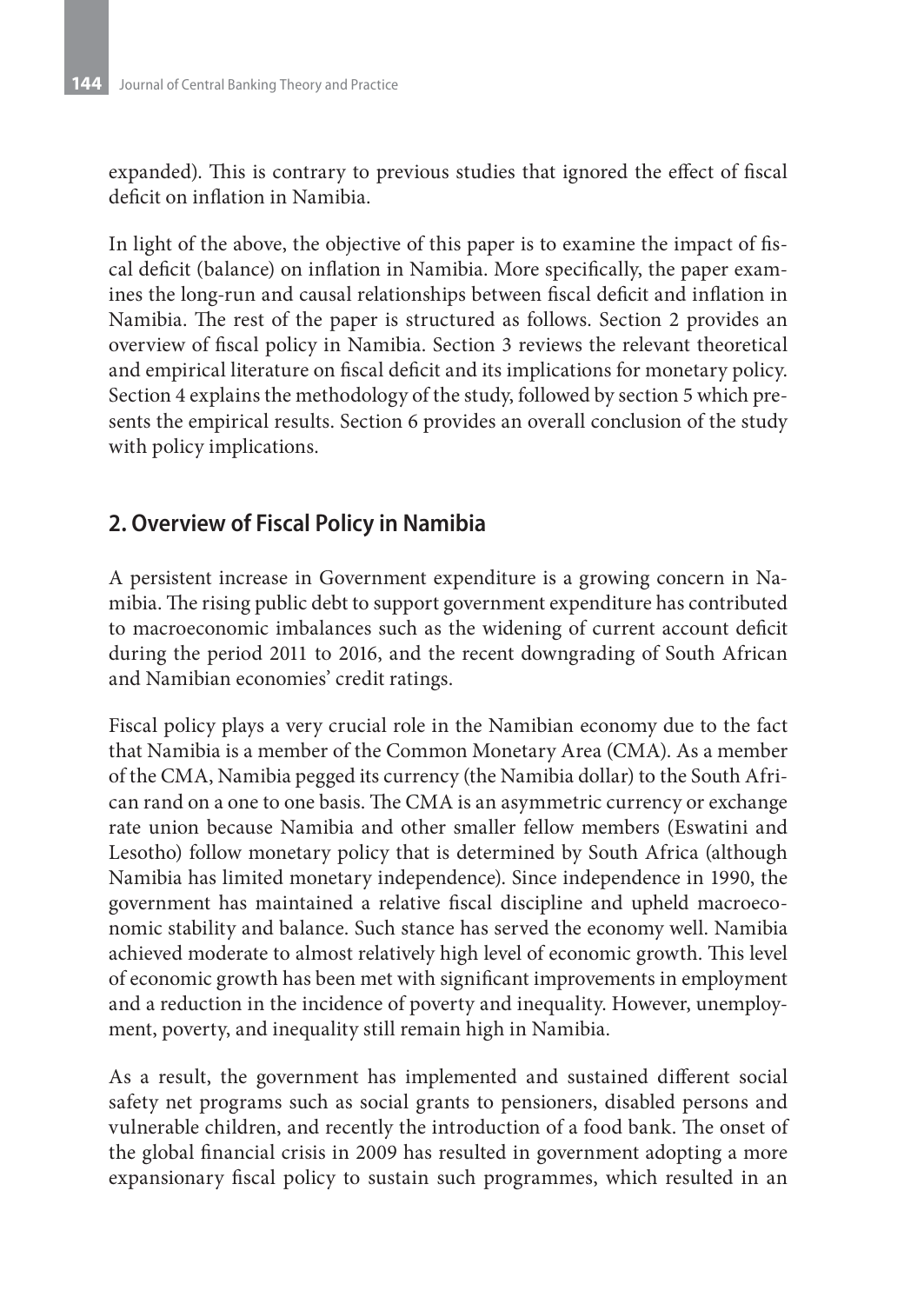expanded). This is contrary to previous studies that ignored the effect of fiscal deficit on inflation in Namibia.

In light of the above, the objective of this paper is to examine the impact of fiscal deficit (balance) on inflation in Namibia. More specifically, the paper examines the long-run and causal relationships between fiscal deficit and inflation in Namibia. The rest of the paper is structured as follows. Section 2 provides an overview of fiscal policy in Namibia. Section 3 reviews the relevant theoretical and empirical literature on fiscal deficit and its implications for monetary policy. Section 4 explains the methodology of the study, followed by section 5 which presents the empirical results. Section 6 provides an overall conclusion of the study with policy implications.

## 2. Overview of Fiscal Policy in Namibia

A persistent increase in Government expenditure is a growing concern in Namibia. The rising public debt to support government expenditure has contributed to macroeconomic imbalances such as the widening of current account deficit during the period 2011 to 2016, and the recent downgrading of South African and Namibian economies' credit ratings.

Fiscal policy plays a very crucial role in the Namibian economy due to the fact that Namibia is a member of the Common Monetary Area (CMA). As a member of the CMA, Namibia pegged its currency (the Namibia dollar) to the South African rand on a one to one basis. The CMA is an asymmetric currency or exchange rate union because Namibia and other smaller fellow members (Eswatini and Lesotho) follow monetary policy that is determined by South Africa (although Namibia has limited monetary independence). Since independence in 1990, the government has maintained a relative fiscal discipline and upheld macroeconomic stability and balance. Such stance has served the economy well. Namibia achieved moderate to almost relatively high level of economic growth. This level of economic growth has been met with significant improvements in employment and a reduction in the incidence of poverty and inequality. However, unemployment, poverty, and inequality still remain high in Namibia.

As a result, the government has implemented and sustained different social safety net programs such as social grants to pensioners, disabled persons and vulnerable children, and recently the introduction of a food bank. The onset of the global financial crisis in 2009 has resulted in government adopting a more expansionary fiscal policy to sustain such programmes, which resulted in an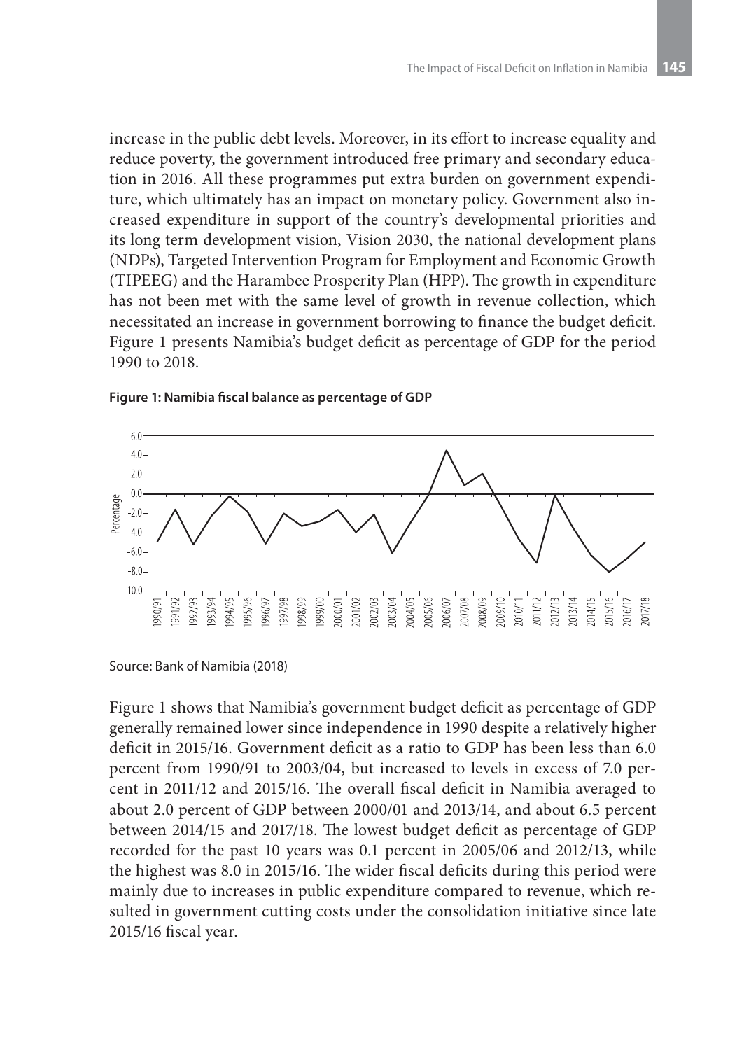increase in the public debt levels. Moreover, in its effort to increase equality and reduce poverty, the government introduced free primary and secondary education in 2016. All these programmes put extra burden on government expenditure, which ultimately has an impact on monetary policy. Government also increased expenditure in support of the country's developmental priorities and its long term development vision, Vision 2030, the national development plans (NDPs), Targeted Intervention Program for Employment and Economic Growth (TIPEEG) and the Harambee Prosperity Plan (HPP). The growth in expenditure has not been met with the same level of growth in revenue collection, which necessitated an increase in government borrowing to finance the budget deficit. Figure 1 presents Namibia's budget deficit as percentage of GDP for the period 1990 to 2018.

**Figure 1: Namibia fiscal balance as percentage of GDP**

Source: Bank of Namibia (2018)

Figure 1 shows that Namibia's government budget deficit as percentage of GDP generally remained lower since independence in 1990 despite a relatively higher deficit in 2015/16. Government deficit as a ratio to GDP has been less than 6.0 percent from 1990/91 to 2003/04, but increased to levels in excess of 7.0 percent in 2011/12 and 2015/16. The overall fiscal deficit in Namibia averaged to about 2.0 percent of GDP between 2000/01 and 2013/14, and about 6.5 percent between 2014/15 and 2017/18. The lowest budget deficit as percentage of GDP recorded for the past 10 years was 0.1 percent in 2005/06 and 2012/13, while the highest was 8.0 in 2015/16. The wider fiscal deficits during this period were mainly due to increases in public expenditure compared to revenue, which resulted in government cutting costs under the consolidation initiative since late 2015/16 fiscal year.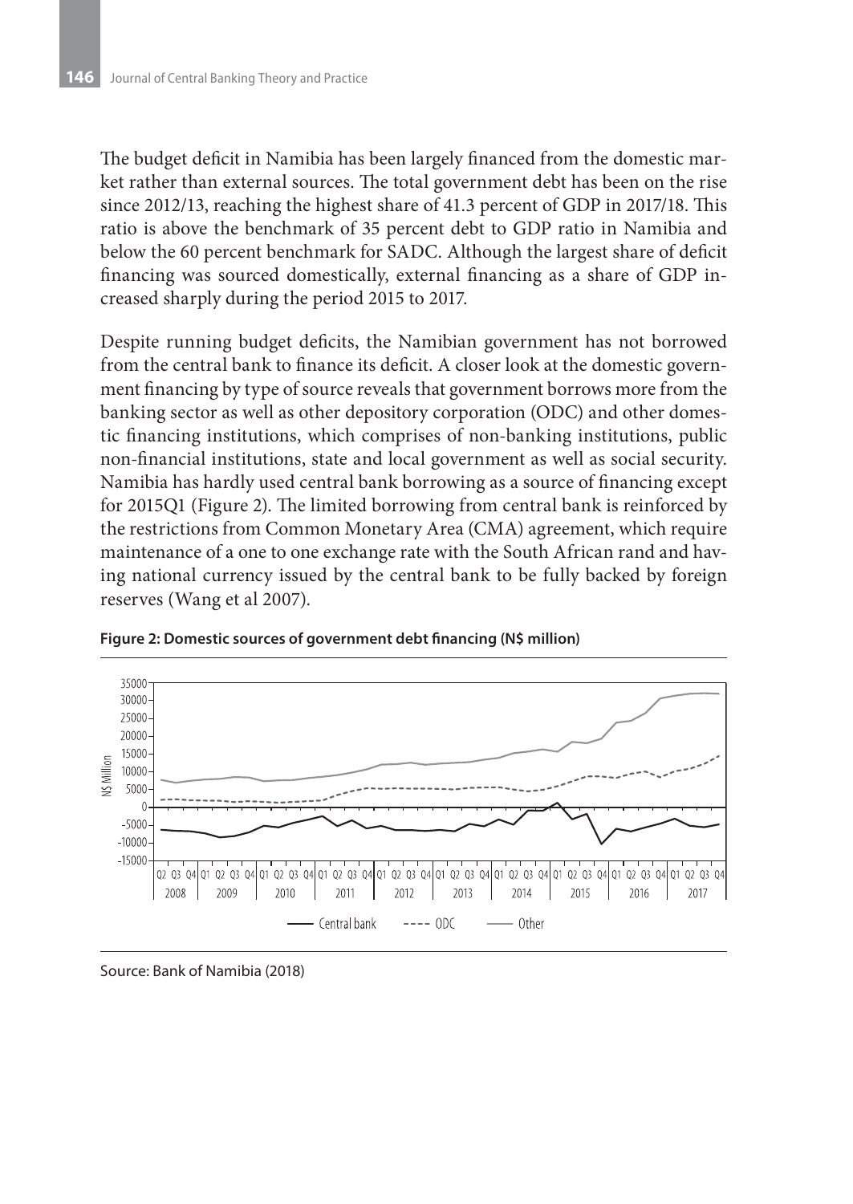The budget deficit in Namibia has been largely financed from the domestic market rather than external sources. The total government debt has been on the rise since 2012/13, reaching the highest share of 41.3 percent of GDP in 2017/18. This ratio is above the benchmark of 35 percent debt to GDP ratio in Namibia and below the 60 percent benchmark for SADC. Although the largest share of deficit financing was sourced domestically, external financing as a share of GDP increased sharply during the period 2015 to 2017.

Despite running budget deficits, the Namibian government has not borrowed from the central bank to finance its deficit. A closer look at the domestic government financing by type of source reveals that government borrows more from the banking sector as well as other depository corporation (ODC) and other domestic financing institutions, which comprises of non-banking institutions, public non-financial institutions, state and local government as well as social security. Namibia has hardly used central bank borrowing as a source of financing except for 2015Q1 (Figure 2). The limited borrowing from central bank is reinforced by the restrictions from Common Monetary Area (CMA) agreement, which require maintenance of a one to one exchange rate with the South African rand and having national currency issued by the central bank to be fully backed by foreign reserves (Wang et al 2007).

**Figure 2: Domestic sources of government debt financing (N$ million)**

Source: Bank of Namibia (2018)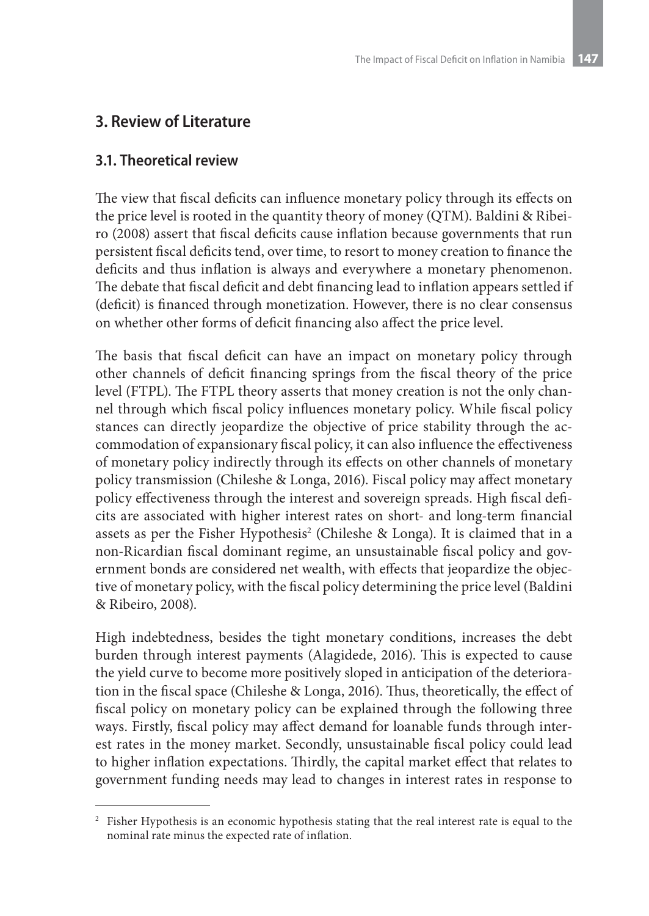## 3. Review of Literature

### 3.1. Theoretical review

The view that fiscal deficits can influence monetary policy through its effects on the price level is rooted in the quantity theory of money (QTM). Baldini & Ribeiro (2008) assert that fiscal deficits cause inflation because governments that run persistent fiscal deficits tend, over time, to resort to money creation to finance the deficits and thus inflation is always and everywhere a monetary phenomenon. The debate that fiscal deficit and debt financing lead to inflation appears settled if (deficit) is financed through monetization. However, there is no clear consensus on whether other forms of deficit financing also affect the price level.

The basis that fiscal deficit can have an impact on monetary policy through other channels of deficit financing springs from the fiscal theory of the price level (FTPL). The FTPL theory asserts that money creation is not the only channel through which fiscal policy influences monetary policy. While fiscal policy stances can directly jeopardize the objective of price stability through the accommodation of expansionary fiscal policy, it can also influence the effectiveness of monetary policy indirectly through its effects on other channels of monetary policy transmission (Chileshe & Longa, 2016). Fiscal policy may affect monetary policy effectiveness through the interest and sovereign spreads. High fiscal deficits are associated with higher interest rates on short- and long-term financial assets as per the Fisher Hypothesis[2] (Chileshe & Longa). It is claimed that in a non-Ricardian fiscal dominant regime, an unsustainable fiscal policy and government bonds are considered net wealth, with effects that jeopardize the objective of monetary policy, with the fiscal policy determining the price level (Baldini & Ribeiro, 2008).

High indebtedness, besides the tight monetary conditions, increases the debt burden through interest payments (Alagidede, 2016). This is expected to cause the yield curve to become more positively sloped in anticipation of the deterioration in the fiscal space (Chileshe & Longa, 2016). Thus, theoretically, the effect of fiscal policy on monetary policy can be explained through the following three ways. Firstly, fiscal policy may affect demand for loanable funds through interest rates in the money market. Secondly, unsustainable fiscal policy could lead to higher inflation expectations. Thirdly, the capital market effect that relates to government funding needs may lead to changes in interest rates in response to

---

[2] Fisher Hypothesis is an economic hypothesis stating that the real interest rate is equal to the nominal rate minus the expected rate of inflation.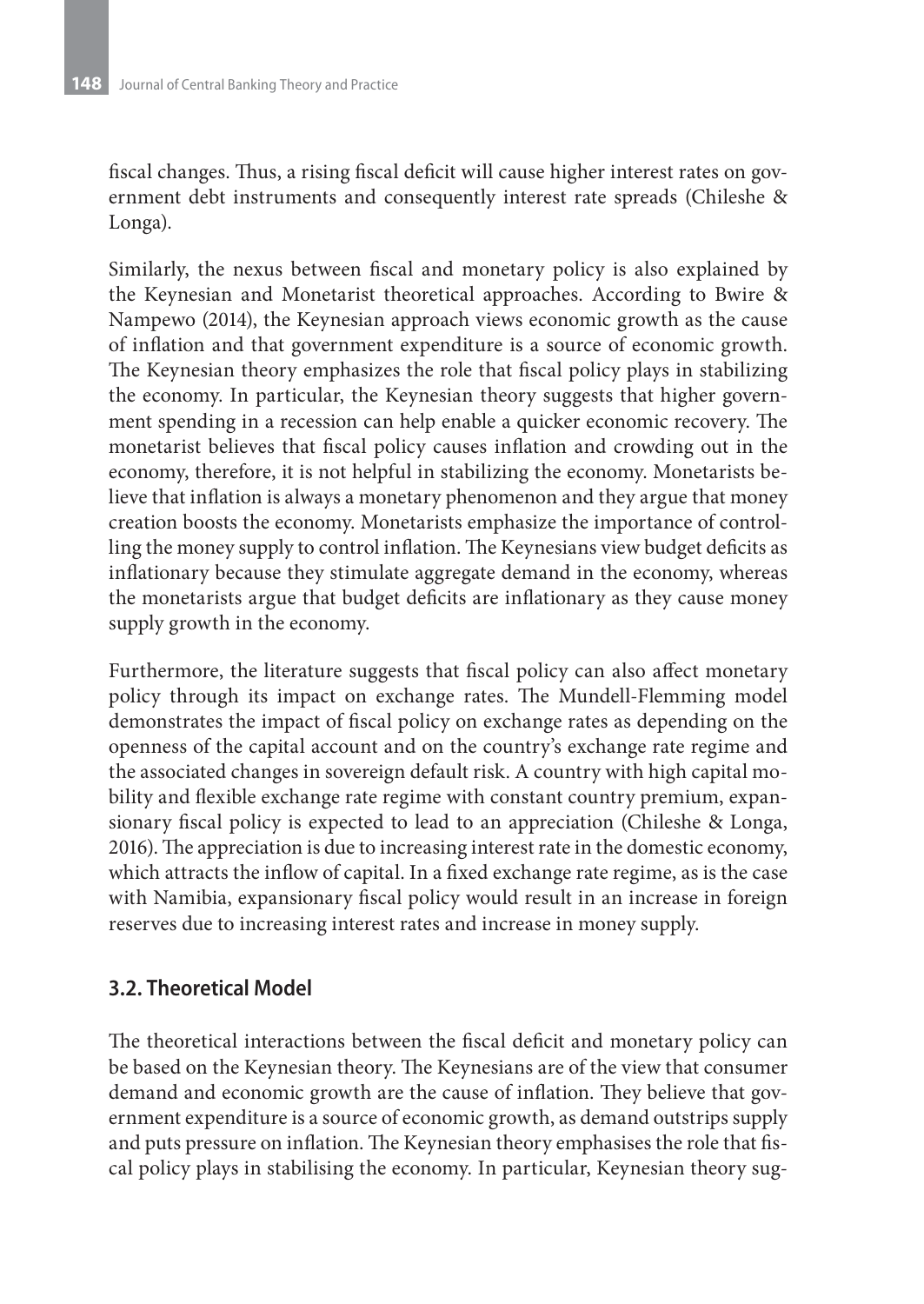fiscal changes. Thus, a rising fiscal deficit will cause higher interest rates on government debt instruments and consequently interest rate spreads (Chileshe & Longa).

Similarly, the nexus between fiscal and monetary policy is also explained by the Keynesian and Monetarist theoretical approaches. According to Bwire & Nampewo (2014), the Keynesian approach views economic growth as the cause of inflation and that government expenditure is a source of economic growth. The Keynesian theory emphasizes the role that fiscal policy plays in stabilizing the economy. In particular, the Keynesian theory suggests that higher government spending in a recession can help enable a quicker economic recovery. The monetarist believes that fiscal policy causes inflation and crowding out in the economy, therefore, it is not helpful in stabilizing the economy. Monetarists believe that inflation is always a monetary phenomenon and they argue that money creation boosts the economy. Monetarists emphasize the importance of controlling the money supply to control inflation. The Keynesians view budget deficits as inflationary because they stimulate aggregate demand in the economy, whereas the monetarists argue that budget deficits are inflationary as they cause money supply growth in the economy.

Furthermore, the literature suggests that fiscal policy can also affect monetary policy through its impact on exchange rates. The Mundell-Flemming model demonstrates the impact of fiscal policy on exchange rates as depending on the openness of the capital account and on the country's exchange rate regime and the associated changes in sovereign default risk. A country with high capital mobility and flexible exchange rate regime with constant country premium, expansionary fiscal policy is expected to lead to an appreciation (Chileshe & Longa, 2016). The appreciation is due to increasing interest rate in the domestic economy, which attracts the inflow of capital. In a fixed exchange rate regime, as is the case with Namibia, expansionary fiscal policy would result in an increase in foreign reserves due to increasing interest rates and increase in money supply.

### 3.2. Theoretical Model

The theoretical interactions between the fiscal deficit and monetary policy can be based on the Keynesian theory. The Keynesians are of the view that consumer demand and economic growth are the cause of inflation. They believe that government expenditure is a source of economic growth, as demand outstrips supply and puts pressure on inflation. The Keynesian theory emphasises the role that fiscal policy plays in stabilising the economy. In particular, Keynesian theory sug-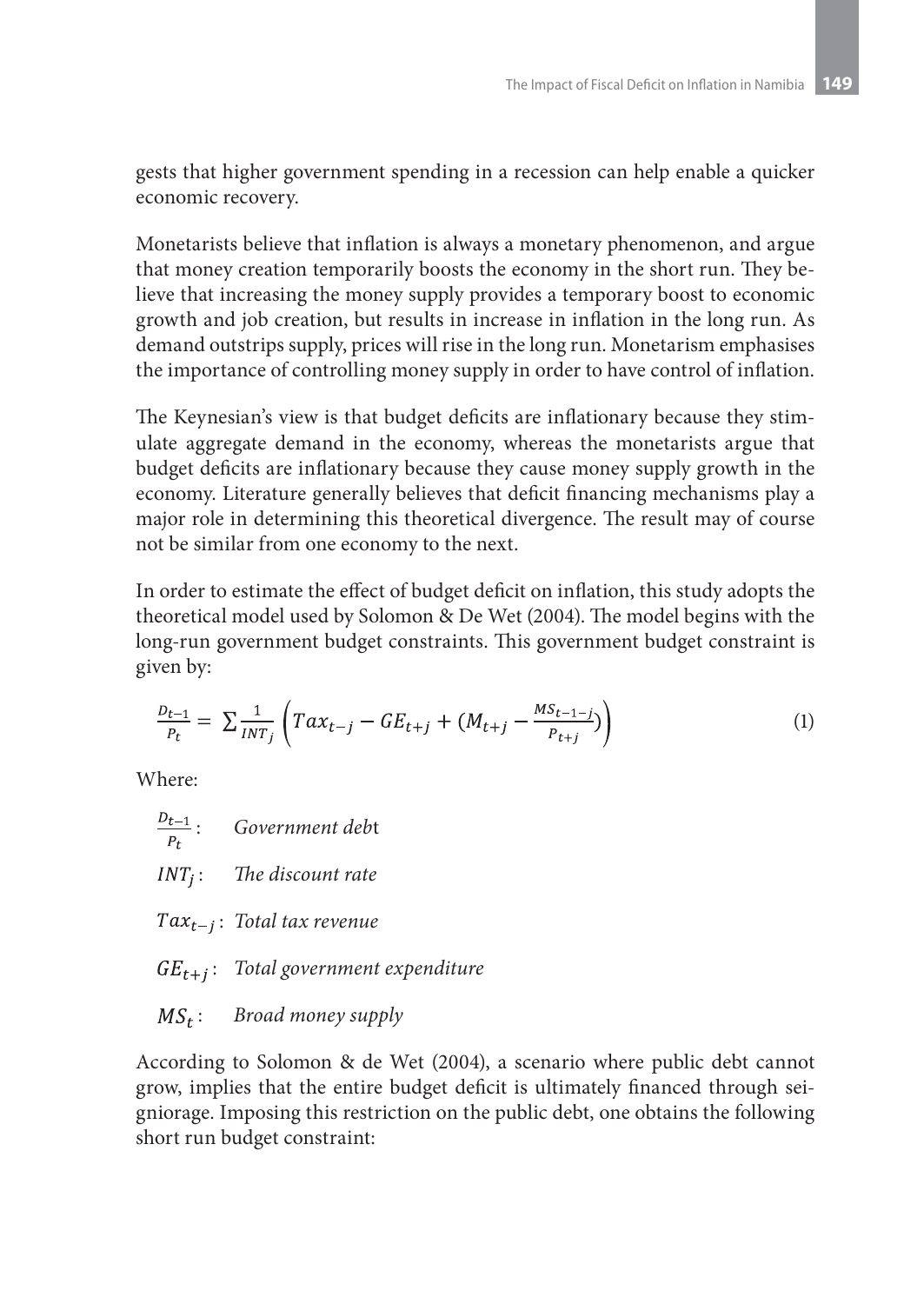gests that higher government spending in a recession can help enable a quicker economic recovery.

Monetarists believe that inflation is always a monetary phenomenon, and argue that money creation temporarily boosts the economy in the short run. They believe that increasing the money supply provides a temporary boost to economic growth and job creation, but results in increase in inflation in the long run. As demand outstrips supply, prices will rise in the long run. Monetarism emphasises the importance of controlling money supply in order to have control of inflation.

The Keynesian's view is that budget deficits are inflationary because they stimulate aggregate demand in the economy, whereas the monetarists argue that budget deficits are inflationary because they cause money supply growth in the economy. Literature generally believes that deficit financing mechanisms play a major role in determining this theoretical divergence. The result may of course not be similar from one economy to the next.

In order to estimate the effect of budget deficit on inflation, this study adopts the theoretical model used by Solomon & De Wet (2004). The model begins with the long-run government budget constraints. This government budget constraint is given by:

$$\frac{D_{t-1}}{P_t} = \sum \frac{1}{INT_j} \left( Tax_{t-j} - GE_{t+j} + (M_{t+j} - \frac{MS_{t-1-j}}{P_{t+j}}) \right) \tag{1}$$

Where:

$\frac{D_{t-1}}{P_t}$: *Government debt*

$INT_j$: *The discount rate*

$Tax_{t-j}$: *Total tax revenue*

$GE_{t+j}$: *Total government expenditure*

$MS_t$: *Broad money supply*

According to Solomon & de Wet (2004), a scenario where public debt cannot grow, implies that the entire budget deficit is ultimately financed through seigniorage. Imposing this restriction on the public debt, one obtains the following short run budget constraint: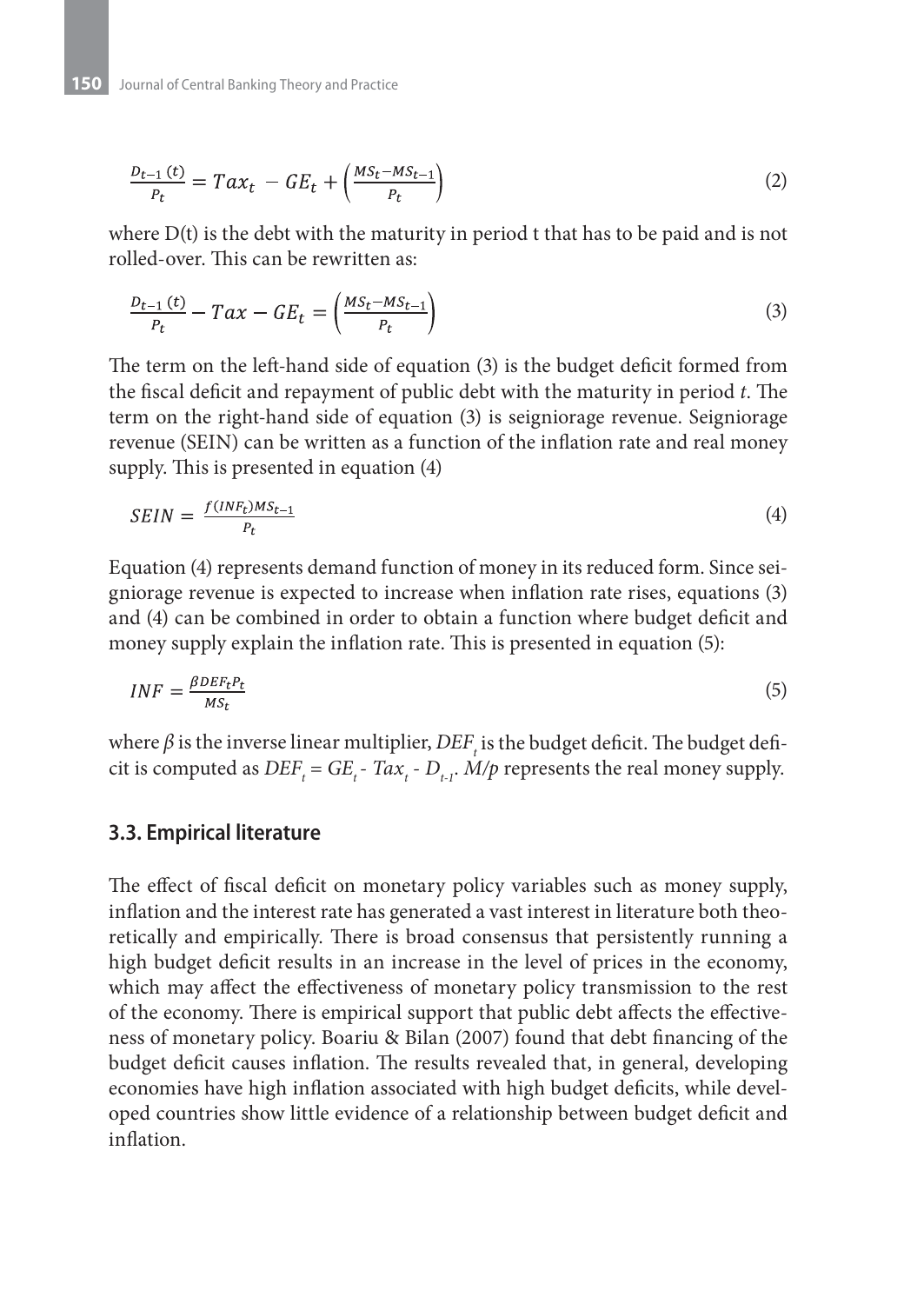$$\frac{D_{t-1}(t)}{P_t} = Tax_t - GE_t + \left(\frac{MS_t - MS_{t-1}}{P_t}\right) \tag{2}$$

where D(t) is the debt with the maturity in period t that has to be paid and is not rolled-over. This can be rewritten as:

$$\frac{D_{t-1}(t)}{P_t} - Tax - GE_t = \left(\frac{MS_t - MS_{t-1}}{P_t}\right) \tag{3}$$

The term on the left-hand side of equation (3) is the budget deficit formed from the fiscal deficit and repayment of public debt with the maturity in period *t*. The term on the right-hand side of equation (3) is seigniorage revenue. Seigniorage revenue (SEIN) can be written as a function of the inflation rate and real money supply. This is presented in equation (4)

$$SEIN = \frac{f(INF_t)MS_{t-1}}{P_t} \tag{4}$$

Equation (4) represents demand function of money in its reduced form. Since seigniorage revenue is expected to increase when inflation rate rises, equations (3) and (4) can be combined in order to obtain a function where budget deficit and money supply explain the inflation rate. This is presented in equation (5):

$$INF = \frac{\beta DEF_t P_t}{MS_t} \tag{5}$$

where $\beta$ is the inverse linear multiplier, $DEF_t$ is the budget deficit. The budget deficit is computed as $DEF_t = GE_t - Tax_t - D_{t-1}$. $M/p$ represents the real money supply.

### 3.3. Empirical literature

The effect of fiscal deficit on monetary policy variables such as money supply, inflation and the interest rate has generated a vast interest in literature both theoretically and empirically. There is broad consensus that persistently running a high budget deficit results in an increase in the level of prices in the economy, which may affect the effectiveness of monetary policy transmission to the rest of the economy. There is empirical support that public debt affects the effectiveness of monetary policy. Boariu & Bilan (2007) found that debt financing of the budget deficit causes inflation. The results revealed that, in general, developing economies have high inflation associated with high budget deficits, while developed countries show little evidence of a relationship between budget deficit and inflation.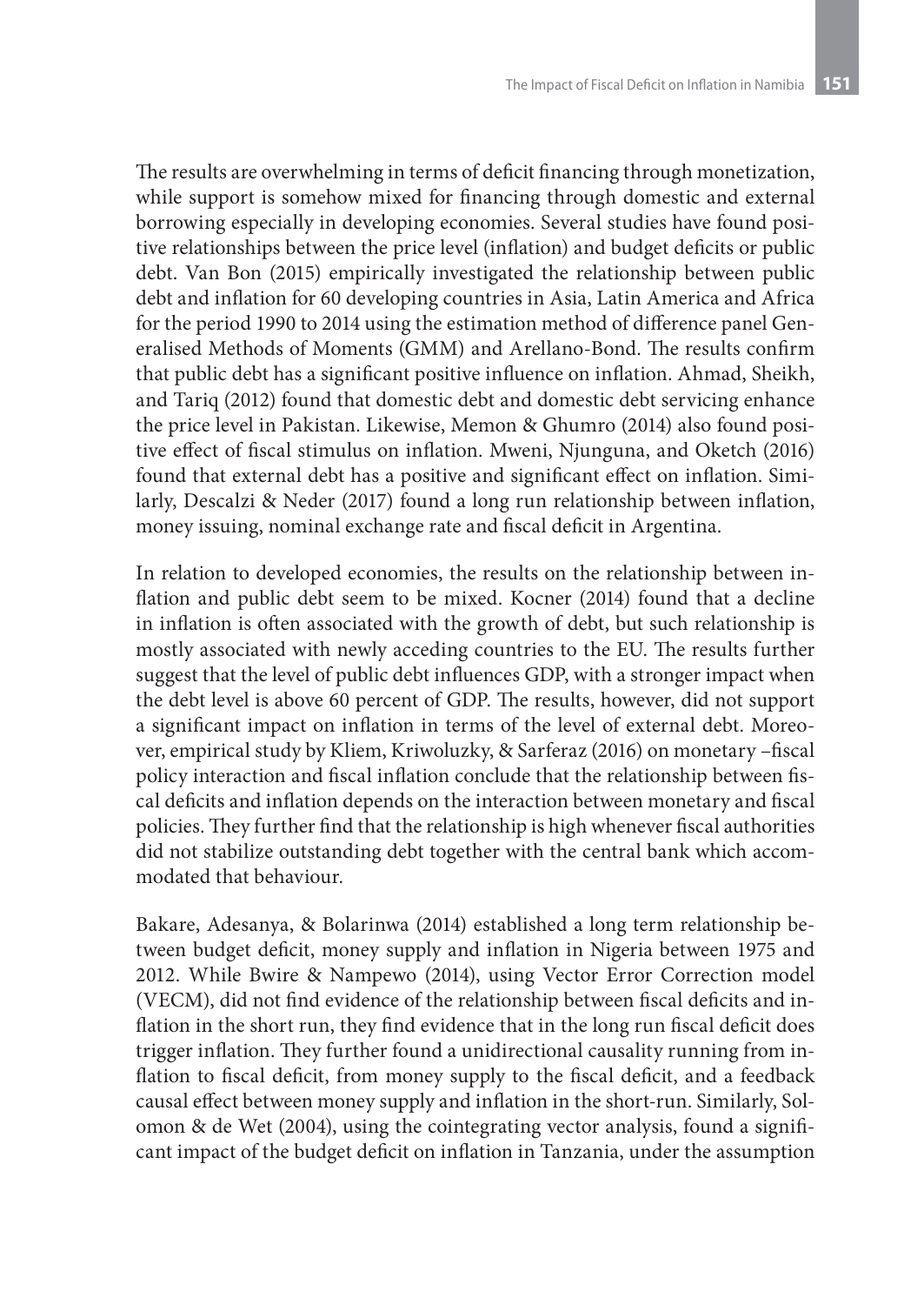The results are overwhelming in terms of deficit financing through monetization, while support is somehow mixed for financing through domestic and external borrowing especially in developing economies. Several studies have found positive relationships between the price level (inflation) and budget deficits or public debt. Van Bon (2015) empirically investigated the relationship between public debt and inflation for 60 developing countries in Asia, Latin America and Africa for the period 1990 to 2014 using the estimation method of difference panel Generalised Methods of Moments (GMM) and Arellano-Bond. The results confirm that public debt has a significant positive influence on inflation. Ahmad, Sheikh, and Tariq (2012) found that domestic debt and domestic debt servicing enhance the price level in Pakistan. Likewise, Memon & Ghumro (2014) also found positive effect of fiscal stimulus on inflation. Mweni, Njunguna, and Oketch (2016) found that external debt has a positive and significant effect on inflation. Similarly, Descalzi & Neder (2017) found a long run relationship between inflation, money issuing, nominal exchange rate and fiscal deficit in Argentina.

In relation to developed economies, the results on the relationship between inflation and public debt seem to be mixed. Kocner (2014) found that a decline in inflation is often associated with the growth of debt, but such relationship is mostly associated with newly acceding countries to the EU. The results further suggest that the level of public debt influences GDP, with a stronger impact when the debt level is above 60 percent of GDP. The results, however, did not support a significant impact on inflation in terms of the level of external debt. Moreover, empirical study by Kliem, Kriwoluzky, & Sarferaz (2016) on monetary –fiscal policy interaction and fiscal inflation conclude that the relationship between fiscal deficits and inflation depends on the interaction between monetary and fiscal policies. They further find that the relationship is high whenever fiscal authorities did not stabilize outstanding debt together with the central bank which accommodated that behaviour.

Bakare, Adesanya, & Bolarinwa (2014) established a long term relationship between budget deficit, money supply and inflation in Nigeria between 1975 and 2012. While Bwire & Nampewo (2014), using Vector Error Correction model (VECM), did not find evidence of the relationship between fiscal deficits and inflation in the short run, they find evidence that in the long run fiscal deficit does trigger inflation. They further found a unidirectional causality running from inflation to fiscal deficit, from money supply to the fiscal deficit, and a feedback causal effect between money supply and inflation in the short-run. Similarly, Solomon & de Wet (2004), using the cointegrating vector analysis, found a significant impact of the budget deficit on inflation in Tanzania, under the assumption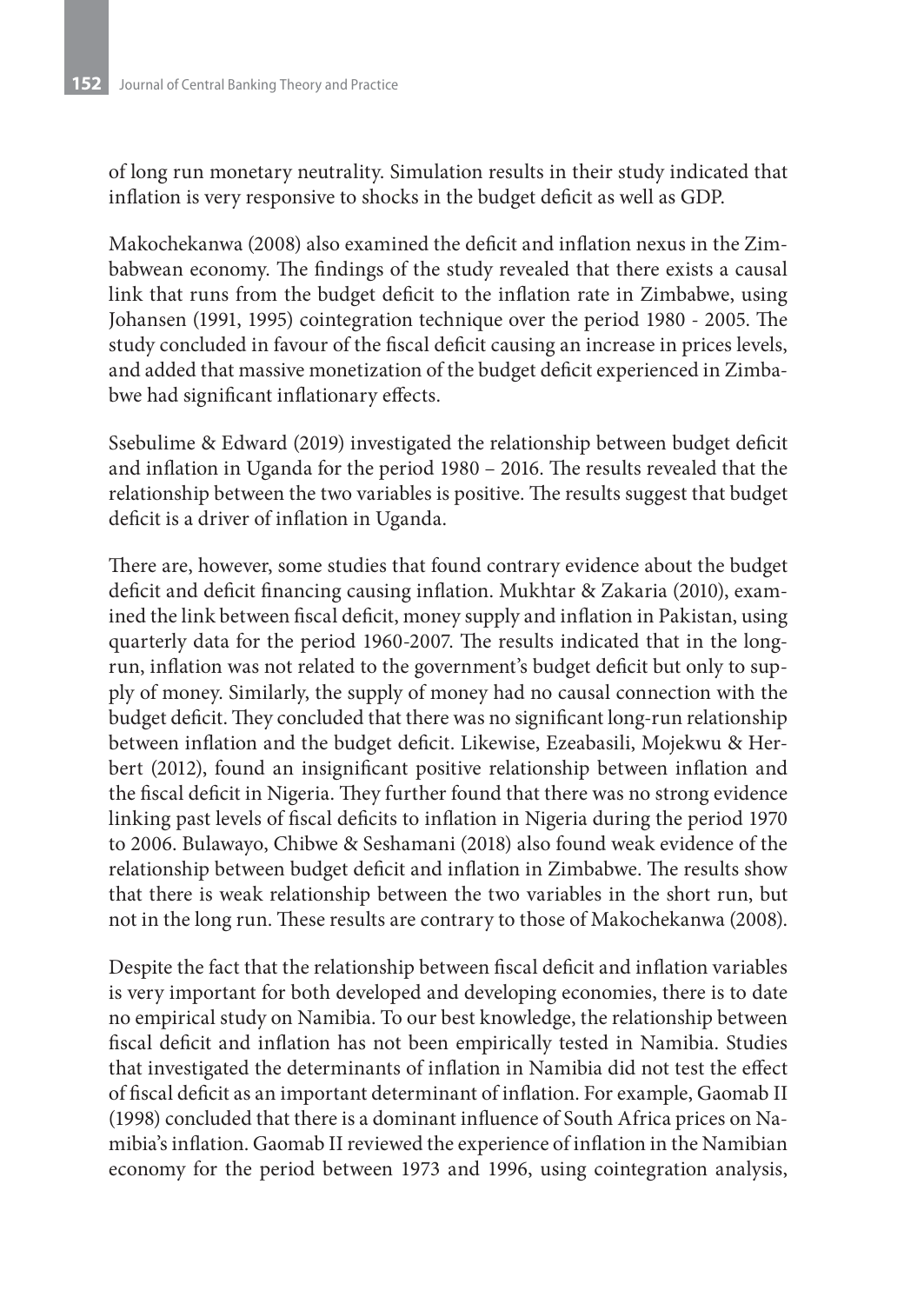of long run monetary neutrality. Simulation results in their study indicated that inflation is very responsive to shocks in the budget deficit as well as GDP.

Makochekanwa (2008) also examined the deficit and inflation nexus in the Zimbabwean economy. The findings of the study revealed that there exists a causal link that runs from the budget deficit to the inflation rate in Zimbabwe, using Johansen (1991, 1995) cointegration technique over the period 1980 - 2005. The study concluded in favour of the fiscal deficit causing an increase in prices levels, and added that massive monetization of the budget deficit experienced in Zimbabwe had significant inflationary effects.

Ssebulime & Edward (2019) investigated the relationship between budget deficit and inflation in Uganda for the period 1980 – 2016. The results revealed that the relationship between the two variables is positive. The results suggest that budget deficit is a driver of inflation in Uganda.

There are, however, some studies that found contrary evidence about the budget deficit and deficit financing causing inflation. Mukhtar & Zakaria (2010), examined the link between fiscal deficit, money supply and inflation in Pakistan, using quarterly data for the period 1960-2007. The results indicated that in the long-run, inflation was not related to the government's budget deficit but only to supply of money. Similarly, the supply of money had no causal connection with the budget deficit. They concluded that there was no significant long-run relationship between inflation and the budget deficit. Likewise, Ezeabasili, Mojekwu & Herbert (2012), found an insignificant positive relationship between inflation and the fiscal deficit in Nigeria. They further found that there was no strong evidence linking past levels of fiscal deficits to inflation in Nigeria during the period 1970 to 2006. Bulawayo, Chibwe & Seshamani (2018) also found weak evidence of the relationship between budget deficit and inflation in Zimbabwe. The results show that there is weak relationship between the two variables in the short run, but not in the long run. These results are contrary to those of Makochekanwa (2008).

Despite the fact that the relationship between fiscal deficit and inflation variables is very important for both developed and developing economies, there is to date no empirical study on Namibia. To our best knowledge, the relationship between fiscal deficit and inflation has not been empirically tested in Namibia. Studies that investigated the determinants of inflation in Namibia did not test the effect of fiscal deficit as an important determinant of inflation. For example, Gaomab II (1998) concluded that there is a dominant influence of South Africa prices on Namibia's inflation. Gaomab II reviewed the experience of inflation in the Namibian economy for the period between 1973 and 1996, using cointegration analysis,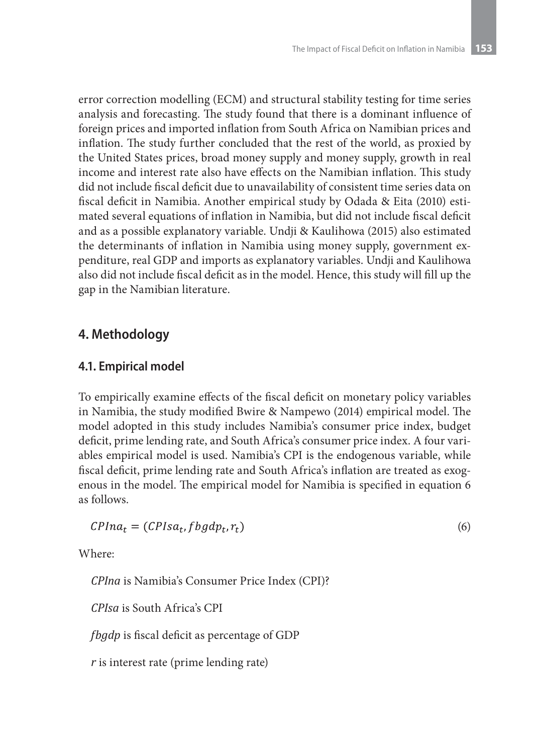error correction modelling (ECM) and structural stability testing for time series analysis and forecasting. The study found that there is a dominant influence of foreign prices and imported inflation from South Africa on Namibian prices and inflation. The study further concluded that the rest of the world, as proxied by the United States prices, broad money supply and money supply, growth in real income and interest rate also have effects on the Namibian inflation. This study did not include fiscal deficit due to unavailability of consistent time series data on fiscal deficit in Namibia. Another empirical study by Odada & Eita (2010) estimated several equations of inflation in Namibia, but did not include fiscal deficit and as a possible explanatory variable. Undji & Kaulihowa (2015) also estimated the determinants of inflation in Namibia using money supply, government expenditure, real GDP and imports as explanatory variables. Undji and Kaulihowa also did not include fiscal deficit as in the model. Hence, this study will fill up the gap in the Namibian literature.

## 4. Methodology

### 4.1. Empirical model

To empirically examine effects of the fiscal deficit on monetary policy variables in Namibia, the study modified Bwire & Nampewo (2014) empirical model. The model adopted in this study includes Namibia's consumer price index, budget deficit, prime lending rate, and South Africa's consumer price index. A four variables empirical model is used. Namibia's CPI is the endogenous variable, while fiscal deficit, prime lending rate and South Africa's inflation are treated as exogenous in the model. The empirical model for Namibia is specified in equation 6 as follows.

$$CPIna_t = (CPIsa_t, fbgdp_t, r_t) \tag{6}$$

Where:

*CPIna* is Namibia's Consumer Price Index (CPI)?

*CPIsa* is South Africa's CPI

*fbgdp* is fiscal deficit as percentage of GDP

*r* is interest rate (prime lending rate)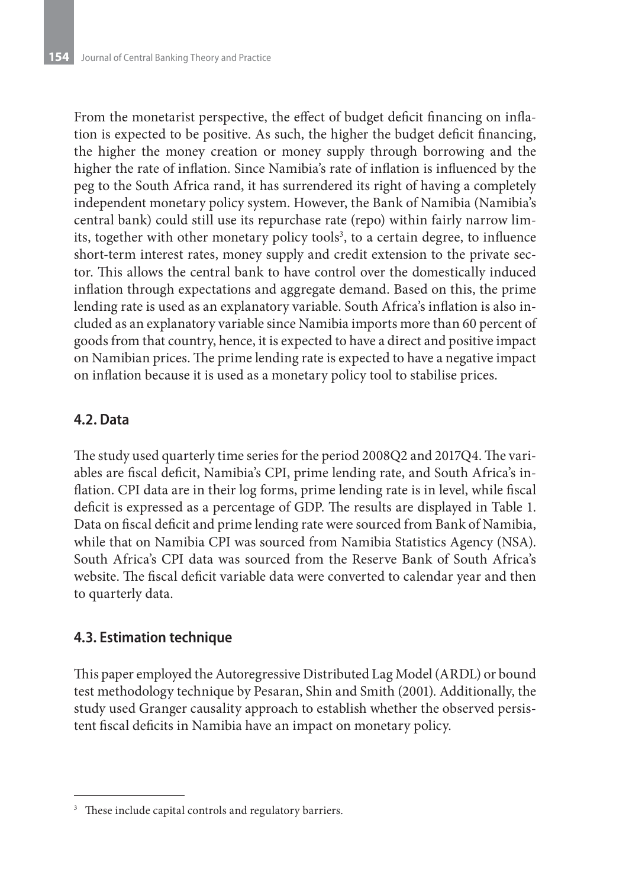From the monetarist perspective, the effect of budget deficit financing on inflation is expected to be positive. As such, the higher the budget deficit financing, the higher the money creation or money supply through borrowing and the higher the rate of inflation. Since Namibia's rate of inflation is influenced by the peg to the South Africa rand, it has surrendered its right of having a completely independent monetary policy system. However, the Bank of Namibia (Namibia's central bank) could still use its repurchase rate (repo) within fairly narrow limits, together with other monetary policy tools[3], to a certain degree, to influence short-term interest rates, money supply and credit extension to the private sector. This allows the central bank to have control over the domestically induced inflation through expectations and aggregate demand. Based on this, the prime lending rate is used as an explanatory variable. South Africa's inflation is also included as an explanatory variable since Namibia imports more than 60 percent of goods from that country, hence, it is expected to have a direct and positive impact on Namibian prices. The prime lending rate is expected to have a negative impact on inflation because it is used as a monetary policy tool to stabilise prices.

### 4.2. Data

The study used quarterly time series for the period 2008Q2 and 2017Q4. The variables are fiscal deficit, Namibia's CPI, prime lending rate, and South Africa's inflation. CPI data are in their log forms, prime lending rate is in level, while fiscal deficit is expressed as a percentage of GDP. The results are displayed in Table 1. Data on fiscal deficit and prime lending rate were sourced from Bank of Namibia, while that on Namibia CPI was sourced from Namibia Statistics Agency (NSA). South Africa's CPI data was sourced from the Reserve Bank of South Africa's website. The fiscal deficit variable data were converted to calendar year and then to quarterly data.

### 4.3. Estimation technique

This paper employed the Autoregressive Distributed Lag Model (ARDL) or bound test methodology technique by Pesaran, Shin and Smith (2001). Additionally, the study used Granger causality approach to establish whether the observed persistent fiscal deficits in Namibia have an impact on monetary policy.

---

[3] These include capital controls and regulatory barriers.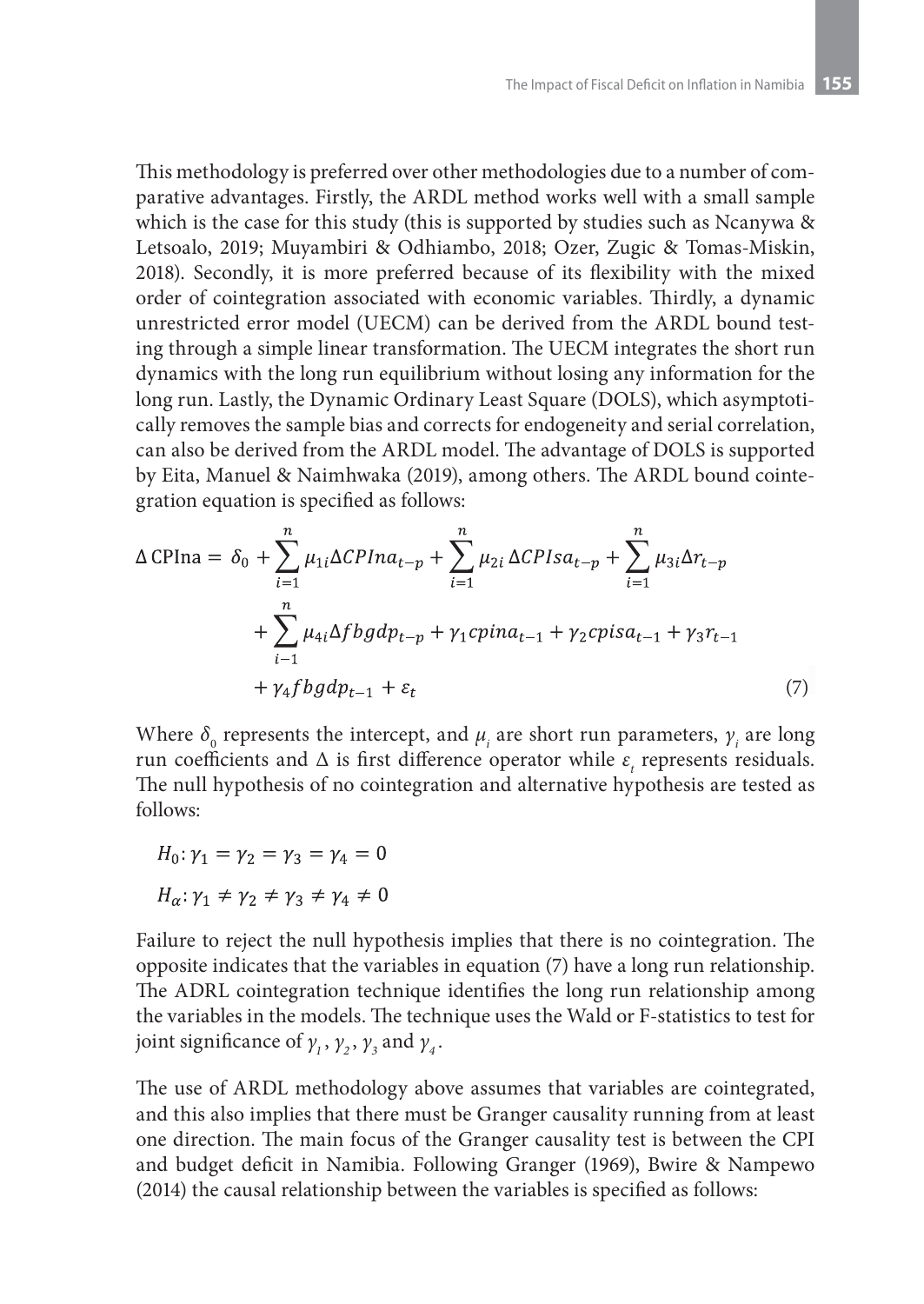This methodology is preferred over other methodologies due to a number of comparative advantages. Firstly, the ARDL method works well with a small sample which is the case for this study (this is supported by studies such as Ncanywa & Letsoalo, 2019; Muyambiri & Odhiambo, 2018; Ozer, Zugic & Tomas-Miskin, 2018). Secondly, it is more preferred because of its flexibility with the mixed order of cointegration associated with economic variables. Thirdly, a dynamic unrestricted error model (UECM) can be derived from the ARDL bound testing through a simple linear transformation. The UECM integrates the short run dynamics with the long run equilibrium without losing any information for the long run. Lastly, the Dynamic Ordinary Least Square (DOLS), which asymptotically removes the sample bias and corrects for endogeneity and serial correlation, can also be derived from the ARDL model. The advantage of DOLS is supported by Eita, Manuel & Naimhwaka (2019), among others. The ARDL bound cointegration equation is specified as follows:

$$\Delta \, \text{CPIna} = \delta_0 + \sum_{i=1}^{n} \mu_{1i} \Delta CPIna_{t-p} + \sum_{i=1}^{n} \mu_{2i} \, \Delta CPIsa_{t-p} + \sum_{i=1}^{n} \mu_{3i} \Delta r_{t-p} + \sum_{i-1}^{n} \mu_{4i} \Delta fbgdp_{t-p} + \gamma_1 cpina_{t-1} + \gamma_2 cpisa_{t-1} + \gamma_3 r_{t-1} + \gamma_4 fbgdp_{t-1} + \varepsilon_t \quad (7)$$

Where $\delta_0$ represents the intercept, and $\mu_i$ are short run parameters, $\gamma_i$ are long run coefficients and $\Delta$ is first difference operator while $\varepsilon_t$ represents residuals. The null hypothesis of no cointegration and alternative hypothesis are tested as follows:

$$H_0: \gamma_1 = \gamma_2 = \gamma_3 = \gamma_4 = 0$$

$$H_\alpha: \gamma_1 \neq \gamma_2 \neq \gamma_3 \neq \gamma_4 \neq 0$$

Failure to reject the null hypothesis implies that there is no cointegration. The opposite indicates that the variables in equation (7) have a long run relationship. The ADRL cointegration technique identifies the long run relationship among the variables in the models. The technique uses the Wald or F-statistics to test for joint significance of $\gamma_1$, $\gamma_2$, $\gamma_3$ and $\gamma_4$.

The use of ARDL methodology above assumes that variables are cointegrated, and this also implies that there must be Granger causality running from at least one direction. The main focus of the Granger causality test is between the CPI and budget deficit in Namibia. Following Granger (1969), Bwire & Nampewo (2014) the causal relationship between the variables is specified as follows: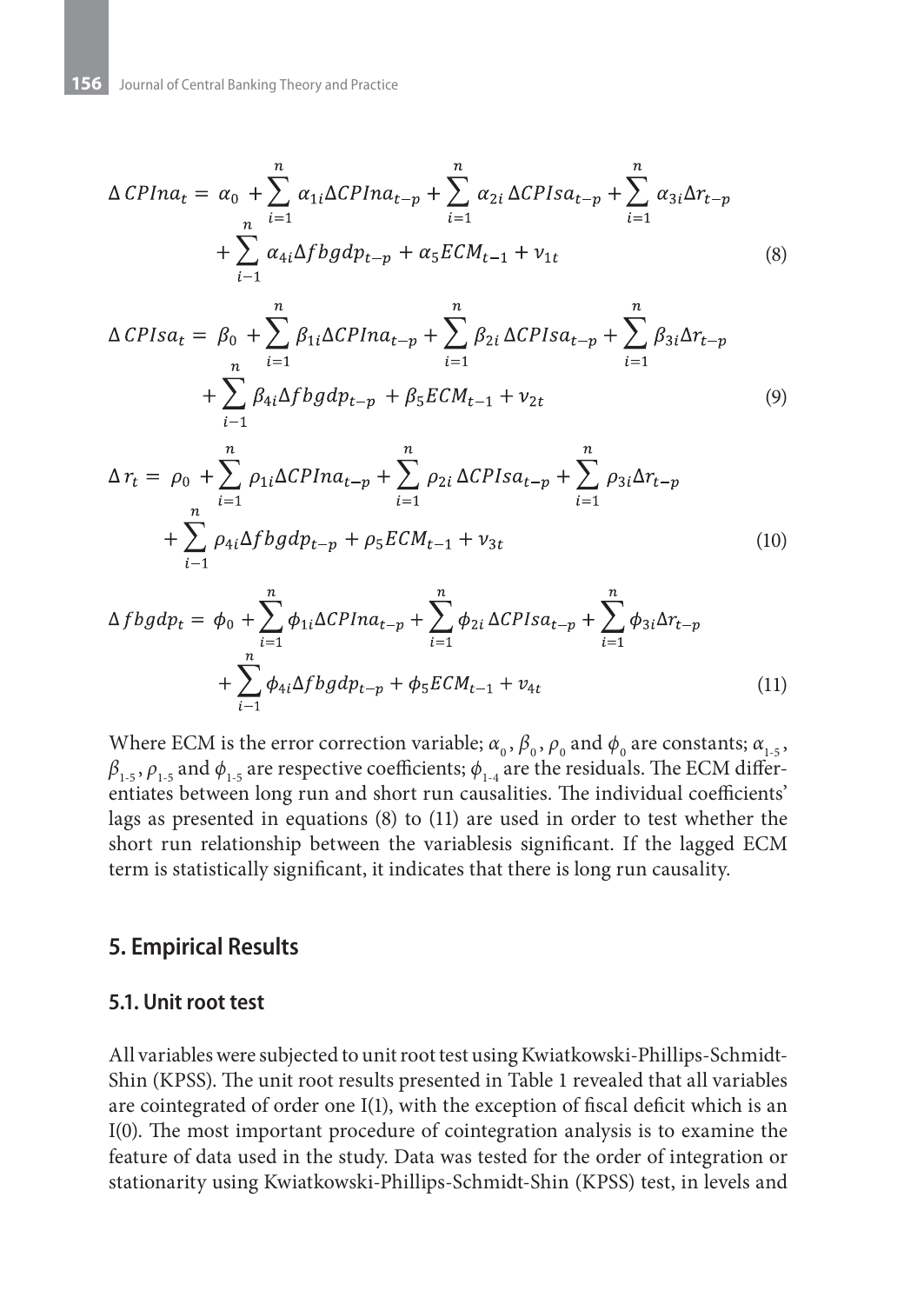$$\Delta\, CPIna_t = \alpha_0 + \sum_{i=1}^{n} \alpha_{1i} \Delta CPIna_{t-p} + \sum_{i=1}^{n} \alpha_{2i}\, \Delta CPIsa_{t-p} + \sum_{i=1}^{n} \alpha_{3i} \Delta r_{t-p} + \sum_{i-1}^{n} \alpha_{4i} \Delta fbgdp_{t-p} + \alpha_5 ECM_{t-1} + \nu_{1t} \tag{8}$$

$$\Delta\, CPIsa_t = \beta_0 + \sum_{i=1}^{n} \beta_{1i} \Delta CPIna_{t-p} + \sum_{i=1}^{n} \beta_{2i}\, \Delta CPIsa_{t-p} + \sum_{i=1}^{n} \beta_{3i} \Delta r_{t-p} + \sum_{i-1}^{n} \beta_{4i} \Delta fbgdp_{t-p} + \beta_5 ECM_{t-1} + \nu_{2t} \tag{9}$$

$$\Delta\, r_t = \rho_0 + \sum_{i=1}^{n} \rho_{1i} \Delta CPIna_{t-p} + \sum_{i=1}^{n} \rho_{2i}\, \Delta CPIsa_{t-p} + \sum_{i=1}^{n} \rho_{3i} \Delta r_{t-p} + \sum_{i-1}^{n} \rho_{4i} \Delta fbgdp_{t-p} + \rho_5 ECM_{t-1} + \nu_{3t} \tag{10}$$

$$\Delta\, fbgdp_t = \phi_0 + \sum_{i=1}^{n} \phi_{1i} \Delta CPIna_{t-p} + \sum_{i=1}^{n} \phi_{2i}\, \Delta CPIsa_{t-p} + \sum_{i=1}^{n} \phi_{3i} \Delta r_{t-p} + \sum_{i-1}^{n} \phi_{4i} \Delta fbgdp_{t-p} + \phi_5 ECM_{t-1} + \nu_{4t} \tag{11}$$

Where ECM is the error correction variable; $\alpha_0$, $\beta_0$, $\rho_0$ and $\phi_0$ are constants; $\alpha_{1\text{-}5}$, $\beta_{1\text{-}5}$, $\rho_{1\text{-}5}$ and $\phi_{1\text{-}5}$ are respective coefficients; $\phi_{1\text{-}4}$ are the residuals. The ECM differentiates between long run and short run causalities. The individual coefficients' lags as presented in equations (8) to (11) are used in order to test whether the short run relationship between the variablesis significant. If the lagged ECM term is statistically significant, it indicates that there is long run causality.

## 5. Empirical Results

### 5.1. Unit root test

All variables were subjected to unit root test using Kwiatkowski-Phillips-Schmidt-Shin (KPSS). The unit root results presented in Table 1 revealed that all variables are cointegrated of order one I(1), with the exception of fiscal deficit which is an I(0). The most important procedure of cointegration analysis is to examine the feature of data used in the study. Data was tested for the order of integration or stationarity using Kwiatkowski-Phillips-Schmidt-Shin (KPSS) test, in levels and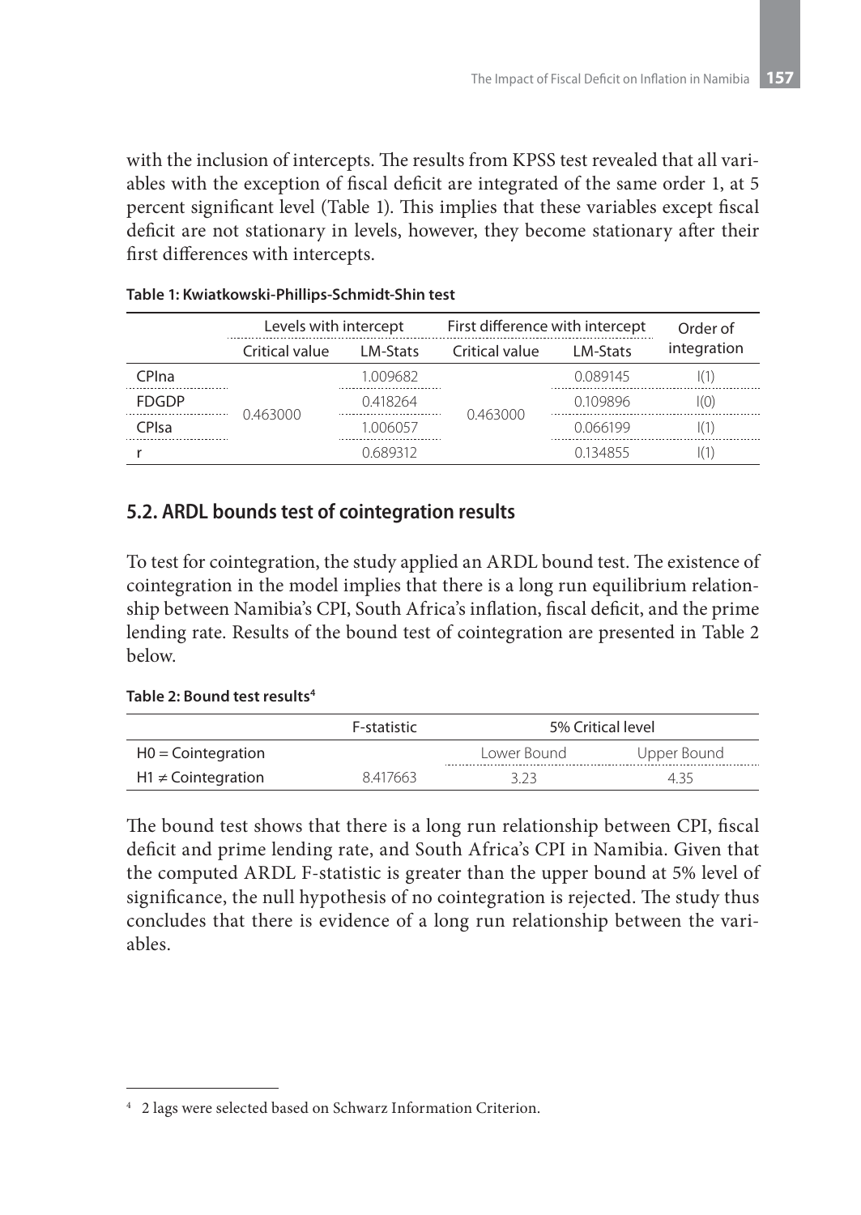with the inclusion of intercepts. The results from KPSS test revealed that all variables with the exception of fiscal deficit are integrated of the same order 1, at 5 percent significant level (Table 1). This implies that these variables except fiscal deficit are not stationary in levels, however, they become stationary after their first differences with intercepts.

**Table 1: Kwiatkowski-Phillips-Schmidt-Shin test**

| | Levels with intercept | | First difference with intercept | | Order of integration |
|---|---|---|---|---|---|
| | Critical value | LM-Stats | Critical value | LM-Stats | |
| CPIna | 0.463000 | 1.009682 | 0.463000 | 0.089145 | I(1) |
| FDGDP | | 0.418264 | | 0.109896 | I(0) |
| CPIsa | | 1.006057 | | 0.066199 | I(1) |
| r | | 0.689312 | | 0.134855 | I(1) |

## 5.2. ARDL bounds test of cointegration results

To test for cointegration, the study applied an ARDL bound test. The existence of cointegration in the model implies that there is a long run equilibrium relationship between Namibia's CPI, South Africa's inflation, fiscal deficit, and the prime lending rate. Results of the bound test of cointegration are presented in Table 2 below.

**Table 2: Bound test results[4]**

| | F-statistic | 5% Critical level | |
|---|---|---|---|
| H0 = Cointegration | | Lower Bound | Upper Bound |
| H1 ≠ Cointegration | 8.417663 | 3.23 | 4.35 |

The bound test shows that there is a long run relationship between CPI, fiscal deficit and prime lending rate, and South Africa's CPI in Namibia. Given that the computed ARDL F-statistic is greater than the upper bound at 5% level of significance, the null hypothesis of no cointegration is rejected. The study thus concludes that there is evidence of a long run relationship between the variables.

---

[4] 2 lags were selected based on Schwarz Information Criterion.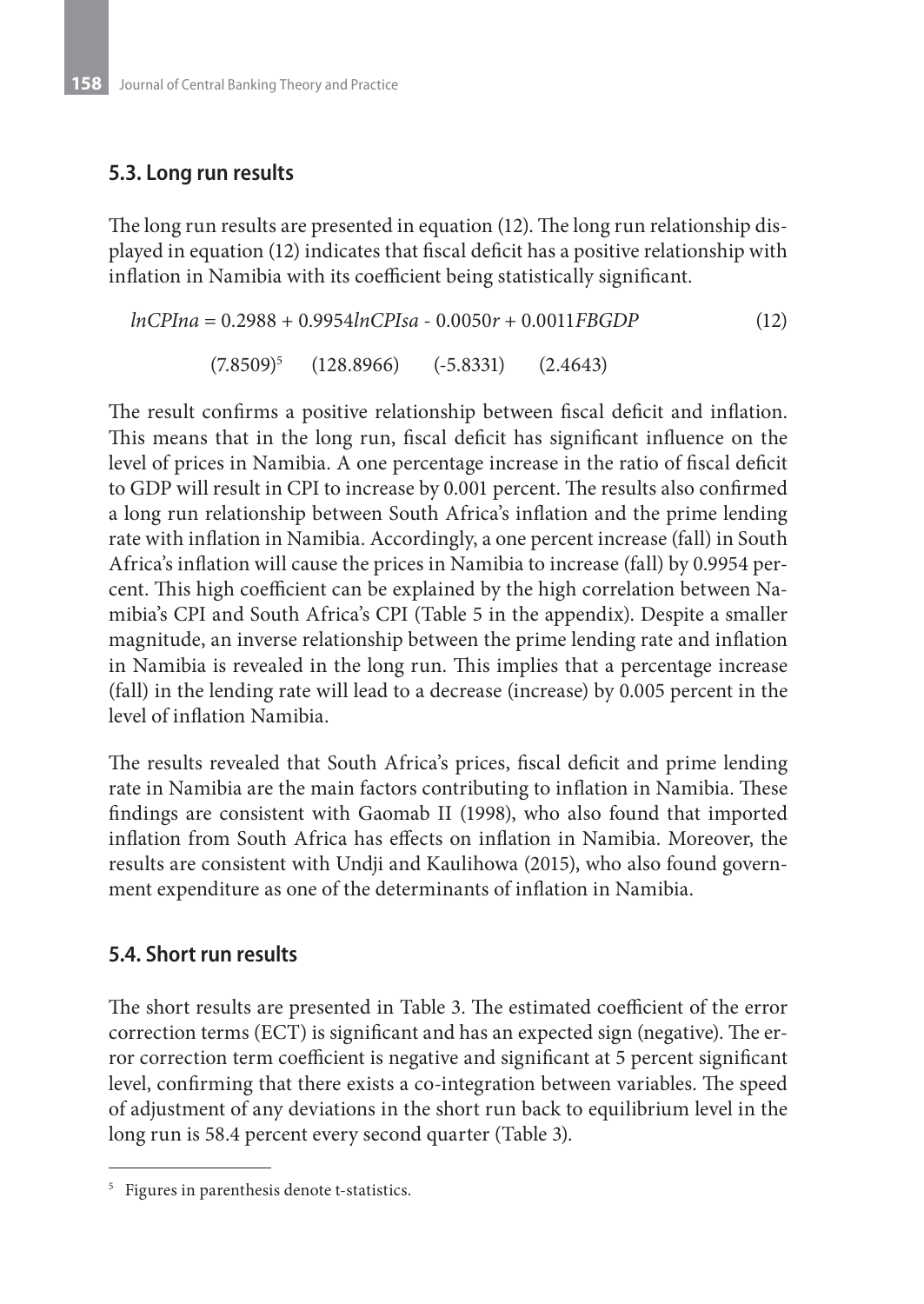### 5.3. Long run results

The long run results are presented in equation (12). The long run relationship displayed in equation (12) indicates that fiscal deficit has a positive relationship with inflation in Namibia with its coefficient being statistically significant.

$$lnCPIna = 0.2988 + 0.9954 lnCPIsa - 0.0050r + 0.0011FBGDP \quad (12)$$

$$(7.8509)^{5} \quad (128.8966) \quad (-5.8331) \quad (2.4643)$$

The result confirms a positive relationship between fiscal deficit and inflation. This means that in the long run, fiscal deficit has significant influence on the level of prices in Namibia. A one percentage increase in the ratio of fiscal deficit to GDP will result in CPI to increase by 0.001 percent. The results also confirmed a long run relationship between South Africa's inflation and the prime lending rate with inflation in Namibia. Accordingly, a one percent increase (fall) in South Africa's inflation will cause the prices in Namibia to increase (fall) by 0.9954 percent. This high coefficient can be explained by the high correlation between Namibia's CPI and South Africa's CPI (Table 5 in the appendix). Despite a smaller magnitude, an inverse relationship between the prime lending rate and inflation in Namibia is revealed in the long run. This implies that a percentage increase (fall) in the lending rate will lead to a decrease (increase) by 0.005 percent in the level of inflation Namibia.

The results revealed that South Africa's prices, fiscal deficit and prime lending rate in Namibia are the main factors contributing to inflation in Namibia. These findings are consistent with Gaomab II (1998), who also found that imported inflation from South Africa has effects on inflation in Namibia. Moreover, the results are consistent with Undji and Kaulihowa (2015), who also found government expenditure as one of the determinants of inflation in Namibia.

### 5.4. Short run results

The short results are presented in Table 3. The estimated coefficient of the error correction terms (ECT) is significant and has an expected sign (negative). The error correction term coefficient is negative and significant at 5 percent significant level, confirming that there exists a co-integration between variables. The speed of adjustment of any deviations in the short run back to equilibrium level in the long run is 58.4 percent every second quarter (Table 3).

---

[5] Figures in parenthesis denote t-statistics.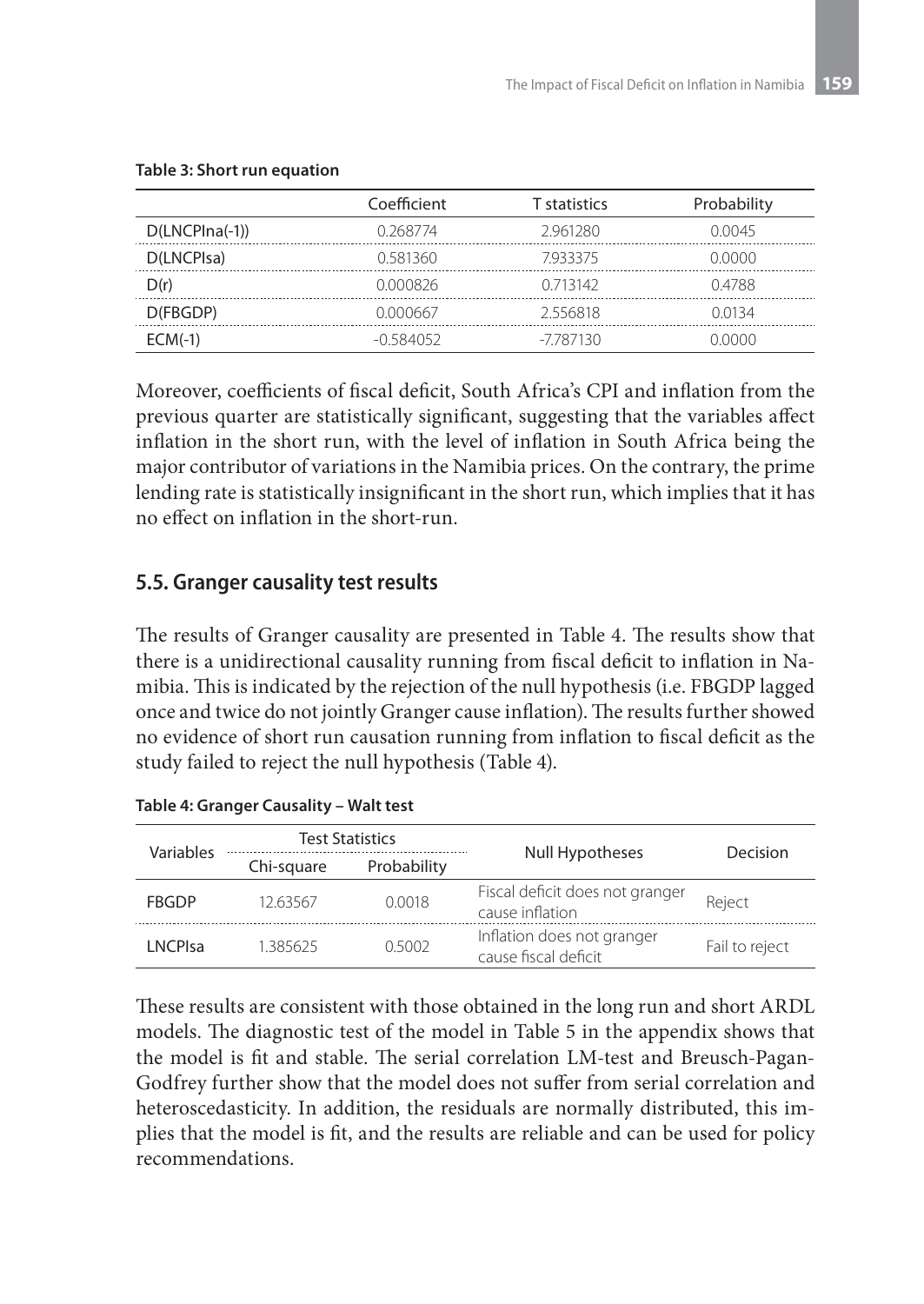**Table 3: Short run equation**

| | Coefficient | T statistics | Probability |
|---|---|---|---|
| D(LNCPIna(-1)) | 0.268774 | 2.961280 | 0.0045 |
| D(LNCPIsa) | 0.581360 | 7.933375 | 0.0000 |
| D(r) | 0.000826 | 0.713142 | 0.4788 |
| D(FBGDP) | 0.000667 | 2.556818 | 0.0134 |
| ECM(-1) | -0.584052 | -7.787130 | 0.0000 |

Moreover, coefficients of fiscal deficit, South Africa's CPI and inflation from the previous quarter are statistically significant, suggesting that the variables affect inflation in the short run, with the level of inflation in South Africa being the major contributor of variations in the Namibia prices. On the contrary, the prime lending rate is statistically insignificant in the short run, which implies that it has no effect on inflation in the short-run.

## 5.5. Granger causality test results

The results of Granger causality are presented in Table 4. The results show that there is a unidirectional causality running from fiscal deficit to inflation in Namibia. This is indicated by the rejection of the null hypothesis (i.e. FBGDP lagged once and twice do not jointly Granger cause inflation). The results further showed no evidence of short run causation running from inflation to fiscal deficit as the study failed to reject the null hypothesis (Table 4).

**Table 4: Granger Causality – Walt test**

| Variables | Test Statistics | | Null Hypotheses | Decision |
|---|---|---|---|---|
| | Chi-square | Probability | | |
| FBGDP | 12.63567 | 0.0018 | Fiscal deficit does not granger cause inflation | Reject |
| LNCPIsa | 1.385625 | 0.5002 | Inflation does not granger cause fiscal deficit | Fail to reject |

These results are consistent with those obtained in the long run and short ARDL models. The diagnostic test of the model in Table 5 in the appendix shows that the model is fit and stable. The serial correlation LM-test and Breusch-Pagan-Godfrey further show that the model does not suffer from serial correlation and heteroscedasticity. In addition, the residuals are normally distributed, this implies that the model is fit, and the results are reliable and can be used for policy recommendations.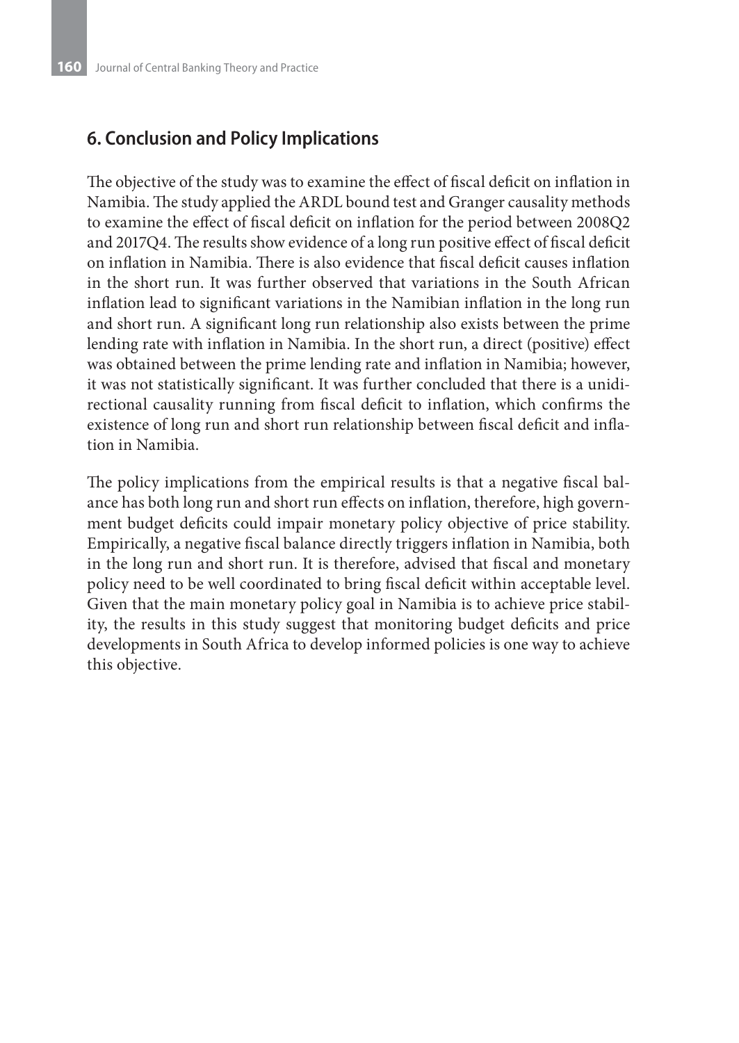## 6. Conclusion and Policy Implications

The objective of the study was to examine the effect of fiscal deficit on inflation in Namibia. The study applied the ARDL bound test and Granger causality methods to examine the effect of fiscal deficit on inflation for the period between 2008Q2 and 2017Q4. The results show evidence of a long run positive effect of fiscal deficit on inflation in Namibia. There is also evidence that fiscal deficit causes inflation in the short run. It was further observed that variations in the South African inflation lead to significant variations in the Namibian inflation in the long run and short run. A significant long run relationship also exists between the prime lending rate with inflation in Namibia. In the short run, a direct (positive) effect was obtained between the prime lending rate and inflation in Namibia; however, it was not statistically significant. It was further concluded that there is a unidirectional causality running from fiscal deficit to inflation, which confirms the existence of long run and short run relationship between fiscal deficit and inflation in Namibia.

The policy implications from the empirical results is that a negative fiscal balance has both long run and short run effects on inflation, therefore, high government budget deficits could impair monetary policy objective of price stability. Empirically, a negative fiscal balance directly triggers inflation in Namibia, both in the long run and short run. It is therefore, advised that fiscal and monetary policy need to be well coordinated to bring fiscal deficit within acceptable level. Given that the main monetary policy goal in Namibia is to achieve price stability, the results in this study suggest that monitoring budget deficits and price developments in South Africa to develop informed policies is one way to achieve this objective.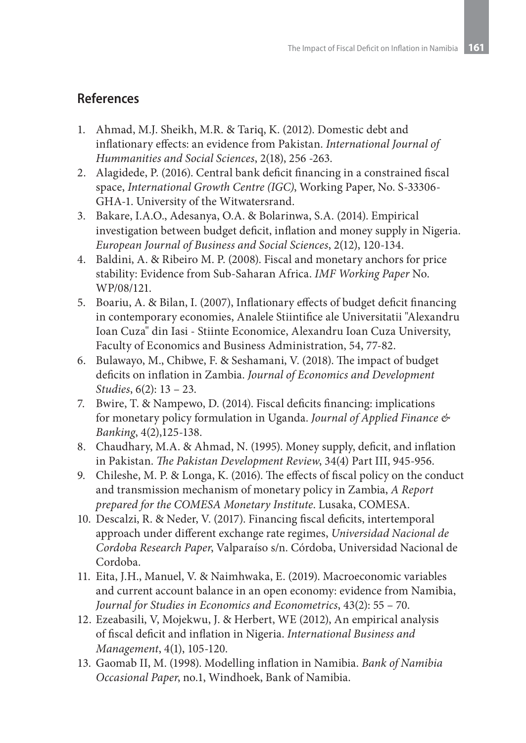## References

1. Ahmad, M.J. Sheikh, M.R. & Tariq, K. (2012). Domestic debt and inflationary effects: an evidence from Pakistan. *International Journal of Hummanities and Social Sciences*, 2(18), 256 -263.
2. Alagidede, P. (2016). Central bank deficit financing in a constrained fiscal space, *International Growth Centre (IGC)*, Working Paper, No. S-33306-GHA-1. University of the Witwatersrand.
3. Bakare, I.A.O., Adesanya, O.A. & Bolarinwa, S.A. (2014). Empirical investigation between budget deficit, inflation and money supply in Nigeria. *European Journal of Business and Social Sciences*, 2(12), 120-134.
4. Baldini, A. & Ribeiro M. P. (2008). Fiscal and monetary anchors for price stability: Evidence from Sub-Saharan Africa. *IMF Working Paper* No. WP/08/121.
5. Boariu, A. & Bilan, I. (2007), Inflationary effects of budget deficit financing in contemporary economies, Analele Stiintifice ale Universitatii "Alexandru Ioan Cuza" din Iasi - Stiinte Economice, Alexandru Ioan Cuza University, Faculty of Economics and Business Administration, 54, 77-82.
6. Bulawayo, M., Chibwe, F. & Seshamani, V. (2018). The impact of budget deficits on inflation in Zambia. *Journal of Economics and Development Studies*, 6(2): 13 – 23.
7. Bwire, T. & Nampewo, D. (2014). Fiscal deficits financing: implications for monetary policy formulation in Uganda. *Journal of Applied Finance & Banking*, 4(2),125-138.
8. Chaudhary, M.A. & Ahmad, N. (1995). Money supply, deficit, and inflation in Pakistan. *The Pakistan Development Review*, 34(4) Part III, 945-956.
9. Chileshe, M. P. & Longa, K. (2016). The effects of fiscal policy on the conduct and transmission mechanism of monetary policy in Zambia, *A Report prepared for the COMESA Monetary Institute*. Lusaka, COMESA.
10. Descalzi, R. & Neder, V. (2017). Financing fiscal deficits, intertemporal approach under different exchange rate regimes, *Universidad Nacional de Cordoba Research Paper*, Valparaíso s/n. Córdoba, Universidad Nacional de Cordoba.
11. Eita, J.H., Manuel, V. & Naimhwaka, E. (2019). Macroeconomic variables and current account balance in an open economy: evidence from Namibia, *Journal for Studies in Economics and Econometrics*, 43(2): 55 – 70.
12. Ezeabasili, V, Mojekwu, J. & Herbert, WE (2012), An empirical analysis of fiscal deficit and inflation in Nigeria. *International Business and Management*, 4(1), 105-120.
13. Gaomab II, M. (1998). Modelling inflation in Namibia. *Bank of Namibia Occasional Paper*, no.1, Windhoek, Bank of Namibia.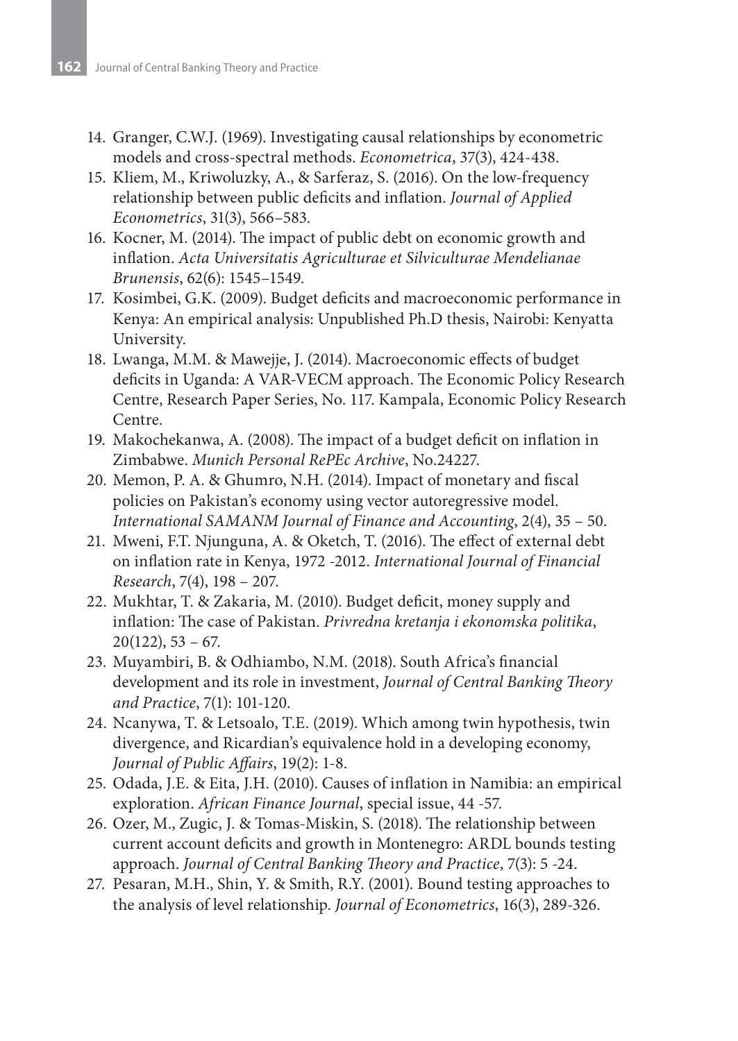14. Granger, C.W.J. (1969). Investigating causal relationships by econometric models and cross-spectral methods. *Econometrica*, 37(3), 424-438.
15. Kliem, M., Kriwoluzky, A., & Sarferaz, S. (2016). On the low-frequency relationship between public deficits and inflation. *Journal of Applied Econometrics*, 31(3), 566–583.
16. Kocner, M. (2014). The impact of public debt on economic growth and inflation. *Acta Universitatis Agriculturae et Silviculturae Mendelianae Brunensis*, 62(6): 1545–1549.
17. Kosimbei, G.K. (2009). Budget deficits and macroeconomic performance in Kenya: An empirical analysis: Unpublished Ph.D thesis, Nairobi: Kenyatta University.
18. Lwanga, M.M. & Mawejje, J. (2014). Macroeconomic effects of budget deficits in Uganda: A VAR-VECM approach. The Economic Policy Research Centre, Research Paper Series, No. 117. Kampala, Economic Policy Research Centre.
19. Makochekanwa, A. (2008). The impact of a budget deficit on inflation in Zimbabwe. *Munich Personal RePEc Archive*, No.24227.
20. Memon, P. A. & Ghumro, N.H. (2014). Impact of monetary and fiscal policies on Pakistan's economy using vector autoregressive model. *International SAMANM Journal of Finance and Accounting*, 2(4), 35 – 50.
21. Mweni, F.T. Njunguna, A. & Oketch, T. (2016). The effect of external debt on inflation rate in Kenya, 1972 -2012. *International Journal of Financial Research*, 7(4), 198 – 207.
22. Mukhtar, T. & Zakaria, M. (2010). Budget deficit, money supply and inflation: The case of Pakistan. *Privredna kretanja i ekonomska politika*, 20(122), 53 – 67.
23. Muyambiri, B. & Odhiambo, N.M. (2018). South Africa's financial development and its role in investment, *Journal of Central Banking Theory and Practice*, 7(1): 101-120.
24. Ncanywa, T. & Letsoalo, T.E. (2019). Which among twin hypothesis, twin divergence, and Ricardian's equivalence hold in a developing economy, *Journal of Public Affairs*, 19(2): 1-8.
25. Odada, J.E. & Eita, J.H. (2010). Causes of inflation in Namibia: an empirical exploration. *African Finance Journal*, special issue, 44 -57.
26. Ozer, M., Zugic, J. & Tomas-Miskin, S. (2018). The relationship between current account deficits and growth in Montenegro: ARDL bounds testing approach. *Journal of Central Banking Theory and Practice*, 7(3): 5 -24.
27. Pesaran, M.H., Shin, Y. & Smith, R.Y. (2001). Bound testing approaches to the analysis of level relationship. *Journal of Econometrics*, 16(3), 289-326.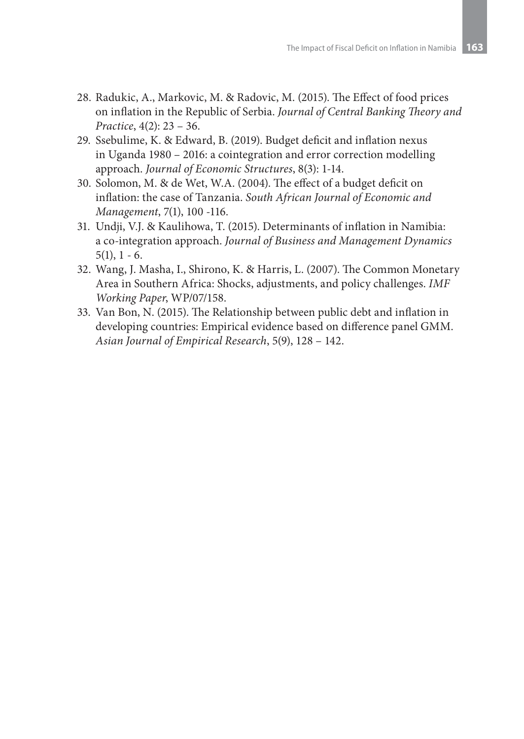28. Radukic, A., Markovic, M. & Radovic, M. (2015). The Effect of food prices on inflation in the Republic of Serbia. *Journal of Central Banking Theory and Practice*, 4(2): 23 – 36.
29. Ssebulime, K. & Edward, B. (2019). Budget deficit and inflation nexus in Uganda 1980 – 2016: a cointegration and error correction modelling approach. *Journal of Economic Structures*, 8(3): 1-14.
30. Solomon, M. & de Wet, W.A. (2004). The effect of a budget deficit on inflation: the case of Tanzania. *South African Journal of Economic and Management*, 7(1), 100 -116.
31. Undji, V.J. & Kaulihowa, T. (2015). Determinants of inflation in Namibia: a co-integration approach. *Journal of Business and Management Dynamics* 5(1), 1 - 6.
32. Wang, J. Masha, I., Shirono, K. & Harris, L. (2007). The Common Monetary Area in Southern Africa: Shocks, adjustments, and policy challenges. *IMF Working Paper*, WP/07/158.
33. Van Bon, N. (2015). The Relationship between public debt and inflation in developing countries: Empirical evidence based on difference panel GMM. *Asian Journal of Empirical Research*, 5(9), 128 – 142.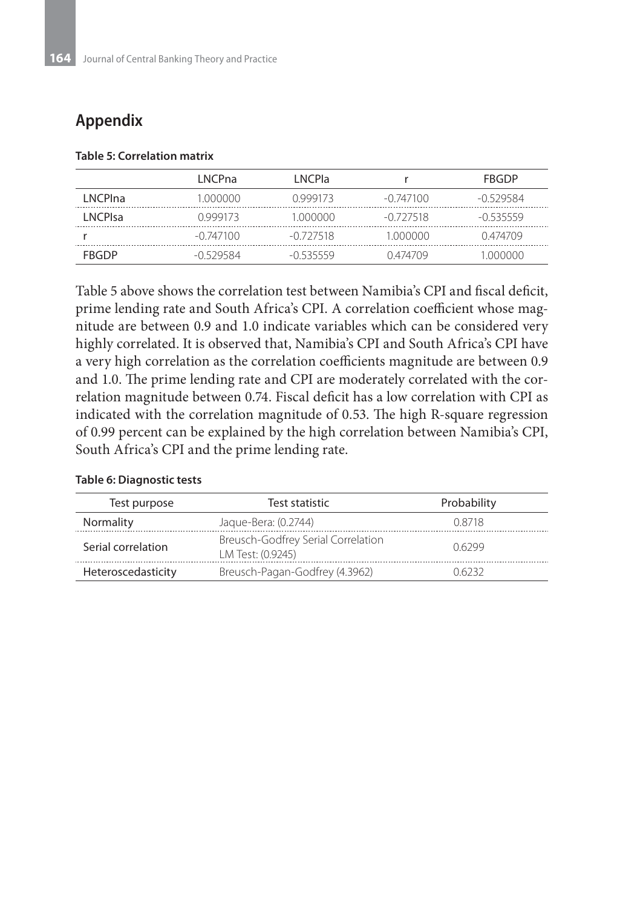## Appendix

**Table 5: Correlation matrix**

| | LNCPna | LNCPIa | r | FBGDP |
|---|---|---|---|---|
| LNCPIna | 1.000000 | 0.999173 | -0.747100 | -0.529584 |
| LNCPIsa | 0.999173 | 1.000000 | -0.727518 | -0.535559 |
| r | -0.747100 | -0.727518 | 1.000000 | 0.474709 |
| FBGDP | -0.529584 | -0.535559 | 0.474709 | 1.000000 |

Table 5 above shows the correlation test between Namibia's CPI and fiscal deficit, prime lending rate and South Africa's CPI. A correlation coefficient whose magnitude are between 0.9 and 1.0 indicate variables which can be considered very highly correlated. It is observed that, Namibia's CPI and South Africa's CPI have a very high correlation as the correlation coefficients magnitude are between 0.9 and 1.0. The prime lending rate and CPI are moderately correlated with the correlation magnitude between 0.74. Fiscal deficit has a low correlation with CPI as indicated with the correlation magnitude of 0.53. The high R-square regression of 0.99 percent can be explained by the high correlation between Namibia's CPI, South Africa's CPI and the prime lending rate.

**Table 6: Diagnostic tests**

| Test purpose | Test statistic | Probability |
|---|---|---|
| Normality | Jaque-Bera: (0.2744) | 0.8718 |
| Serial correlation | Breusch-Godfrey Serial Correlation LM Test: (0.9245) | 0.6299 |
| Heteroscedasticity | Breusch-Pagan-Godfrey (4.3962) | 0.6232 |